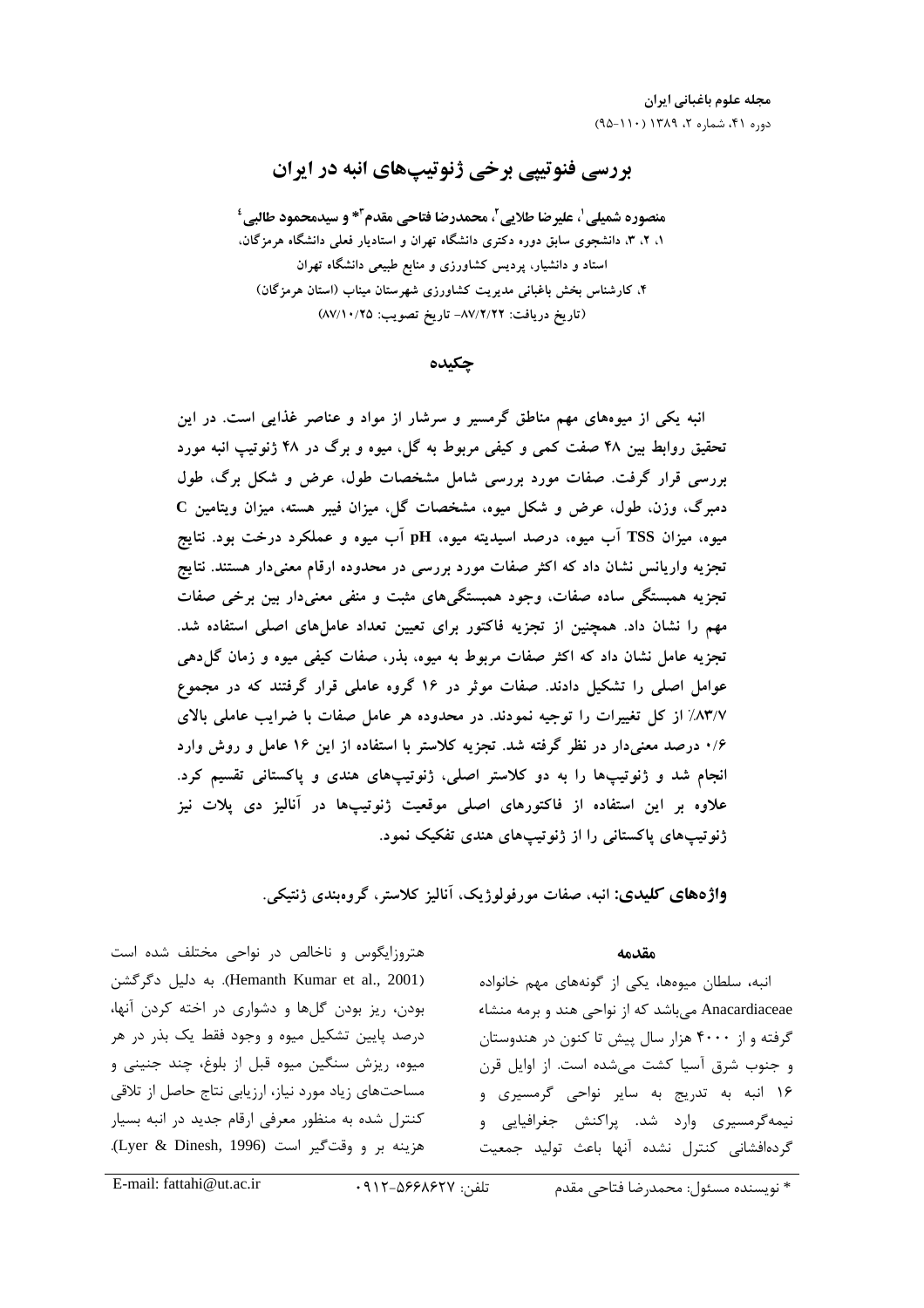# بررسی فنوتیپی برخی ژنوتیپ‌های انبه در ایران

**منصوره شمیلی[1]، علیرضا طلایی[2]، محمدرضا فتاحی مقدم[3]* و سیدمحمود طالبی[4]**

۱، ۲، ۳، دانشجوی سابق دوره دکتری دانشگاه تهران و استادیار فعلی دانشگاه هرمزگان، استاد و دانشیار، پردیس کشاورزی و منابع طبیعی دانشگاه تهران

۴، کارشناس بخش باغبانی مدیریت کشاورزی شهرستان میناب (استان هرمزگان)

(تاریخ دریافت: ۸۷/۲/۲۲- تاریخ تصویب: ۸۷/۱۰/۲۵)

## چکیده

**انبه یکی از میوه‌های مهم مناطق گرمسیر و سرشار از مواد و عناصر غذایی است. در این تحقیق روابط بین ۴۸ صفت کمی و کیفی مربوط به گل، میوه و برگ در ۴۸ ژنوتیپ انبه مورد بررسی قرار گرفت. صفات مورد بررسی شامل مشخصات طول، عرض و شکل برگ، طول دمبرگ، وزن، طول، عرض و شکل میوه، مشخصات گل، میزان فیبر هسته، میزان ویتامین C میوه، میزان TSS آب میوه، درصد اسیدیته میوه، pH آب میوه و عملکرد درخت بود. نتایج تجزیه واریانس نشان داد که اکثر صفات مورد بررسی در محدوده ارقام معنی‌دار هستند. نتایج تجزیه همبستگی ساده صفات، وجود همبستگی‌های مثبت و منفی معنی‌دار بین برخی صفات مهم را نشان داد. همچنین از تجزیه فاکتور برای تعیین تعداد عامل‌های اصلی استفاده شد. تجزیه عامل نشان داد که اکثر صفات مربوط به میوه، بذر، صفات کیفی میوه و زمان گل‌دهی عوامل اصلی را تشکیل دادند. صفات موثر در ۱۶ گروه عاملی قرار گرفتند که در مجموع ۸۳/۷٪ از کل تغییرات را توجیه نمودند. در محدوده هر عامل صفات با ضرایب عاملی بالای ۰/۶ درصد معنی‌دار در نظر گرفته شد. تجزیه کلاستر با استفاده از این ۱۶ عامل و روش وارد انجام شد و ژنوتیپ‌ها را به دو کلاستر اصلی، ژنوتیپ‌های هندی و پاکستانی تقسیم کرد. علاوه بر این استفاده از فاکتورهای اصلی موقعیت ژنوتیپ‌ها در آنالیز دی پلات نیز ژنوتیپ‌های پاکستانی را از ژنوتیپ‌های هندی تفکیک نمود.**

**واژه‌های کلیدی:** انبه، صفات مورفولوژیک، آنالیز کلاستر، گروه‌بندی ژنتیکی.

## مقدمه

انبه، سلطان میوه‌ها، یکی از گونه‌های مهم خانواده Anacardiaceae می‌باشد که از نواحی هند و برمه منشاء گرفته و از ۴۰۰۰ هزار سال پیش تا کنون در هندوستان و جنوب شرق آسیا کشت می‌شده است. از اوایل قرن ۱۶ انبه به تدریج به سایر نواحی گرمسیری و نیمه‌گرمسیری وارد شد. پراکنش جغرافیایی و گرده‌افشانی کنترل نشده آنها باعث تولید جمعیت هتروزایگوس و ناخالص در نواحی مختلف شده است (Hemanth Kumar et al., 2001). به دلیل دگرگشن بودن، ریز بودن گل‌ها و دشواری در اخته کردن آنها، درصد پایین تشکیل میوه و وجود فقط یک بذر در هر میوه، ریزش سنگین میوه قبل از بلوغ، چند جنینی و مساحت‌های زیاد مورد نیاز، ارزیابی نتاج حاصل از تلاقی کنترل شده به منظور معرفی ارقام جدید در انبه بسیار هزینه بر و وقت‌گیر است (Lyer & Dinesh, 1996).

\* نویسنده مسئول: محمدرضا فتاحی مقدم تلفن: ۰۹۱۲-۵۶۶۸۶۲۷ E-mail: fattahi@ut.ac.ir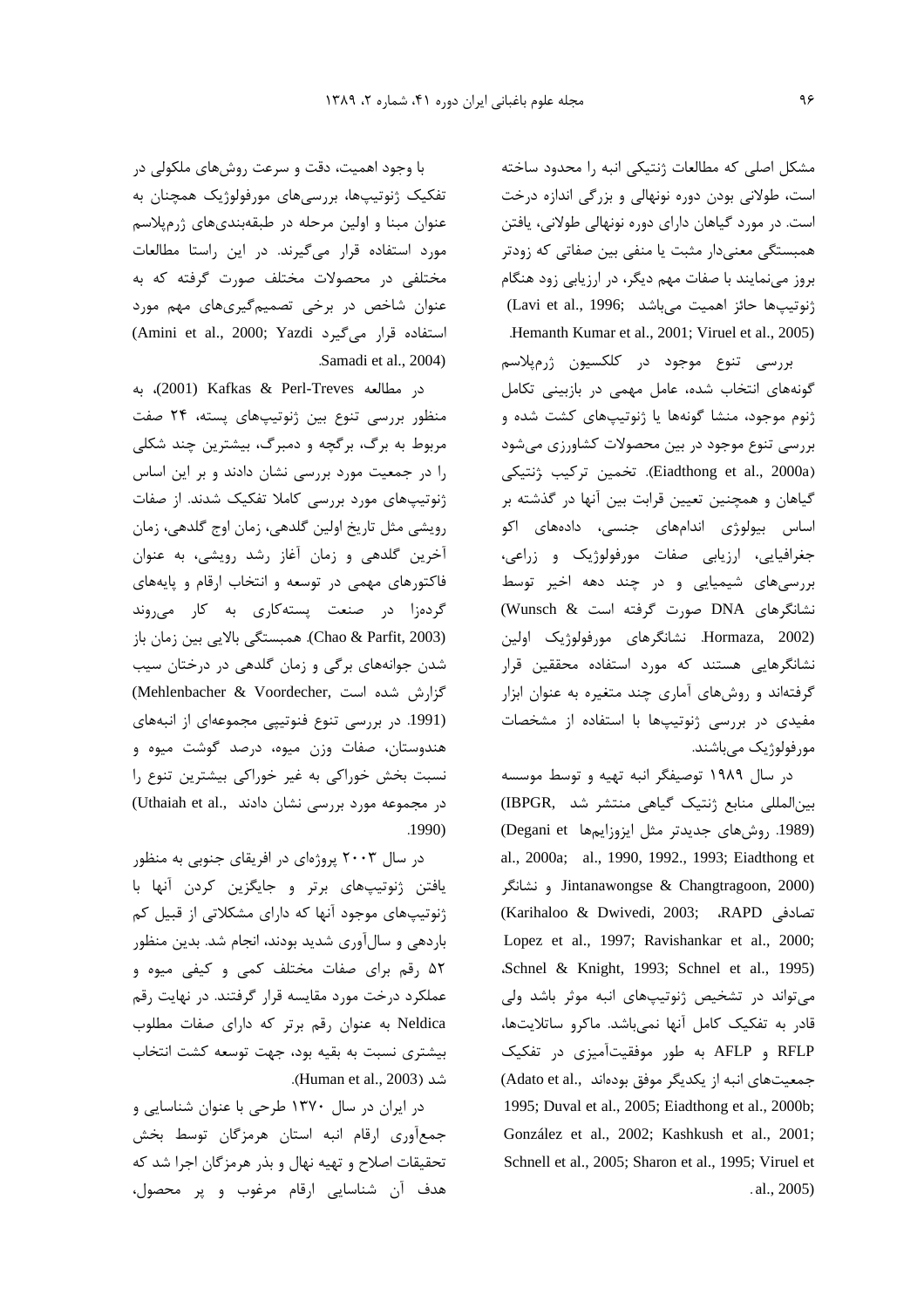مشکل اصلی که مطالعات ژنتیکی انبه را محدود ساخته است، طولانی بودن دوره نونهالی و بزرگی اندازه درخت است. در مورد گیاهان دارای دوره نونهالی طولانی، یافتن همبستگی معنی‌دار مثبت یا منفی بین صفاتی که زودتر بروز می‌نمایند با صفات مهم دیگر، در ارزیابی زود هنگام ژنوتیپ‌ها حائز اهمیت می‌باشد (Lavi et al., 1996; Hemanth Kumar et al., 2001; Viruel et al., 2005).

بررسی تنوع موجود در کلکسیون ژرم‌پلاسم گونه‌های انتخاب شده، عامل مهمی در بازبینی تکامل ژنوم موجود، منشا گونه‌ها یا ژنوتیپ‌های کشت شده و بررسی تنوع موجود در بین محصولات کشاورزی می‌شود (Eiadthong et al., 2000a). تخمین ترکیب ژنتیکی گیاهان و همچنین تعیین قرابت بین آنها در گذشته بر اساس بیولوژی اندام‌های جنسی، داده‌های اکو جغرافیایی، ارزیابی صفات مورفولوژیک و زراعی، بررسی‌های شیمیایی و در چند دهه اخیر توسط نشانگرهای DNA صورت گرفته است (Wunsch & Hormaza, 2002). نشانگرهای مورفولوژیک اولین نشانگرهایی هستند که مورد استفاده محققین قرار گرفته‌اند و روش‌های آماری چند متغیره به عنوان ابزار مفیدی در بررسی ژنوتیپ‌ها با استفاده از مشخصات مورفولوژیک می‌باشند.

در سال ۱۹۸۹ توصیفگر انبه تهیه و توسط موسسه بین‌المللی منابع ژنتیک گیاهی منتشر شد (IBPGR, 1989). روش‌های جدیدتر مثل ایزوزایم‌ها (Degani et al., 2000a; al., 1990, 1992., 1993; Eiadthong et Jintanawongse & Changtragoon, 2000) و نشانگر تصادفی RAPD، (Karihaloo & Dwivedi, 2003; Lopez et al., 1997; Ravishankar et al., 2000; Schnel & Knight, 1993; Schnel et al., 1995)، می‌تواند در تشخیص ژنوتیپ‌های انبه موثر باشد ولی قادر به تفکیک کامل آنها نمی‌باشد. ماکرو ساتلایت‌ها، RFLP و AFLP به طور موفقیت‌آمیزی در تفکیک جمعیت‌های انبه از یکدیگر موفق بوده‌اند (Adato et al., 1995; Duval et al., 2005; Eiadthong et al., 2000b; González et al., 2002; Kashkush et al., 2001; Schnell et al., 2005; Sharon et al., 1995; Viruel et al., 2005).

با وجود اهمیت، دقت و سرعت روش‌های ملکولی در تفکیک ژنوتیپ‌ها، بررسی‌های مورفولوژیک همچنان به عنوان مبنا و اولین مرحله در طبقه‌بندی‌های ژرم‌پلاسم مورد استفاده قرار می‌گیرند. در این راستا مطالعات مختلفی در محصولات مختلف صورت گرفته که به عنوان شاخص در برخی تصمیم‌گیری‌های مهم مورد استفاده قرار می‌گیرد (Amini et al., 2000; Yazdi Samadi et al., 2004).

در مطالعه Kafkas & Perl-Treves (2001)، به منظور بررسی تنوع بین ژنوتیپ‌های پسته، ۲۴ صفت مربوط به برگ، برگچه و دمبرگ، بیشترین چند شکلی را در جمعیت مورد بررسی نشان دادند و بر این اساس ژنوتیپ‌های مورد بررسی کاملا تفکیک شدند. از صفات رویشی مثل تاریخ اولین گلدهی، زمان اوج گلدهی، زمان آخرین گلدهی و زمان آغاز رشد رویشی، به عنوان فاکتورهای مهمی در توسعه و انتخاب ارقام و پایه‌های گرده‌زا در صنعت پسته‌کاری به کار می‌روند (Chao & Parfit, 2003). همبستگی بالایی بین زمان باز شدن جوانه‌های برگی و زمان گلدهی در درختان سیب گزارش شده است (Mehlenbacher & Voordecher, 1991). در بررسی تنوع فنوتیپی مجموعه‌ای از انبه‌های هندوستان، صفات وزن میوه، درصد گوشت میوه و نسبت بخش خوراکی به غیر خوراکی بیشترین تنوع را در مجموعه مورد بررسی نشان دادند (Uthaiah et al., 1990).

در سال ۲۰۰۳ پروژه‌ای در افریقای جنوبی به منظور یافتن ژنوتیپ‌های برتر و جایگزین کردن آنها با ژنوتیپ‌های موجود آنها که دارای مشکلاتی از قبیل کم باردهی و سال‌آوری شدید بودند، انجام شد. بدین منظور ۵۲ رقم برای صفات مختلف کمی و کیفی میوه و عملکرد درخت مورد مقایسه قرار گرفتند. در نهایت رقم Neldica به عنوان رقم برتر که دارای صفات مطلوب بیشتری نسبت به بقیه بود، جهت توسعه کشت انتخاب شد (Human et al., 2003).

در ایران در سال ۱۳۷۰ طرحی با عنوان شناسایی و جمع‌آوری ارقام انبه استان هرمزگان توسط بخش تحقیقات اصلاح و تهیه نهال و بذر هرمزگان اجرا شد که هدف آن شناسایی ارقام مرغوب و پر محصول،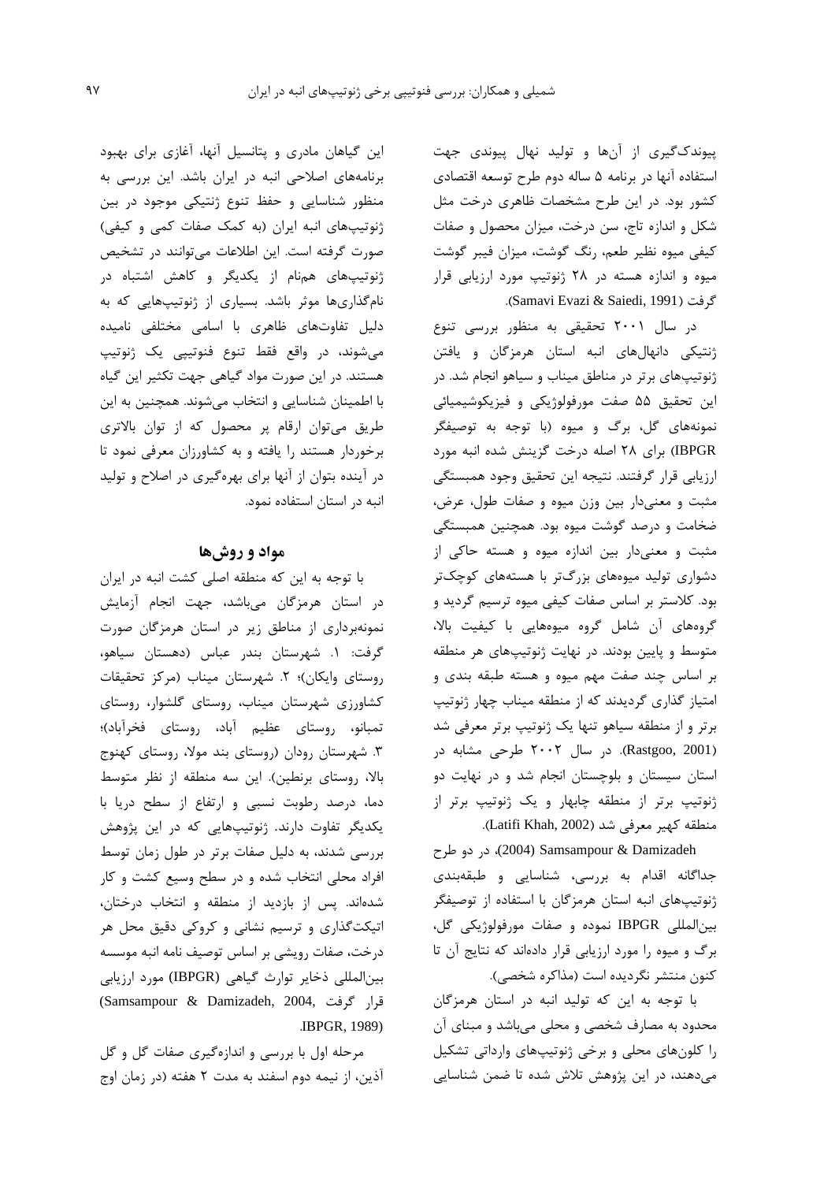پیوندک‌گیری از آن‌ها و تولید نهال پیوندی جهت استفاده آنها در برنامه ۵ ساله دوم طرح توسعه اقتصادی کشور بود. در این طرح مشخصات ظاهری درخت مثل شکل و اندازه تاج، سن درخت، میزان محصول و صفات کیفی میوه نظیر طعم، رنگ گوشت، میزان فیبر گوشت میوه و اندازه هسته در ۲۸ ژنوتیپ مورد ارزیابی قرار گرفت (Samavi Evazi & Saiedi, 1991).

در سال ۲۰۰۱ تحقیقی به منظور بررسی تنوع ژنتیکی دانهال‌های انبه استان هرمزگان و یافتن ژنوتیپ‌های برتر در مناطق میناب و سیاهو انجام شد. در این تحقیق ۵۵ صفت مورفولوژیکی و فیزیکوشیمیائی نمونه‌های گل، برگ و میوه (با توجه به توصیفگر IBPGR) برای ۲۸ اصله درخت گزینش شده انبه مورد ارزیابی قرار گرفتند. نتیجه این تحقیق وجود همبستگی مثبت و معنی‌دار بین وزن میوه و صفات طول، عرض، ضخامت و درصد گوشت میوه بود. همچنین همبستگی مثبت و معنی‌دار بین اندازه میوه و هسته حاکی از دشواری تولید میوه‌های بزرگ‌تر با هسته‌های کوچک‌تر بود. کلاستر بر اساس صفات کیفی میوه ترسیم گردید و گروه‌های آن شامل گروه میوه‌هایی با کیفیت بالا، متوسط و پایین بودند. در نهایت ژنوتیپ‌های هر منطقه بر اساس چند صفت مهم میوه و هسته طبقه بندی و امتیاز گذاری گردیدند که از منطقه میناب چهار ژنوتیپ برتر و از منطقه سیاهو تنها یک ژنوتیپ برتر معرفی شد (Rastgoo, 2001). در سال ۲۰۰۲ طرحی مشابه در استان سیستان و بلوچستان انجام شد و در نهایت دو ژنوتیپ برتر از منطقه چابهار و یک ژنوتیپ برتر از منطقه کهیر معرفی شد (Latifi Khah, 2002).

Samsampour & Damizadeh (2004)، در دو طرح جداگانه اقدام به بررسی، شناسایی و طبقه‌بندی ژنوتیپ‌های انبه استان هرمزگان با استفاده از توصیفگر بین‌المللی IBPGR نموده و صفات مورفولوژیکی گل، برگ و میوه را مورد ارزیابی قرار داده‌اند که نتایج آن تا کنون منتشر نگردیده است (مذاکره شخصی).

با توجه به این که تولید انبه در استان هرمزگان محدود به مصارف شخصی و محلی می‌باشد و مبنای آن را کلون‌های محلی و برخی ژنوتیپ‌های وارداتی تشکیل می‌دهند، در این پژوهش تلاش شده تا ضمن شناسایی این گیاهان مادری و پتانسیل آنها، آغازی برای بهبود برنامه‌های اصلاحی انبه در ایران باشد. این بررسی به منظور شناسایی و حفظ تنوع ژنتیکی موجود در بین ژنوتیپ‌های انبه ایران (به کمک صفات کمی و کیفی) صورت گرفته است. این اطلاعات می‌توانند در تشخیص ژنوتیپ‌های همنام از یکدیگر و کاهش اشتباه در نام‌گذاری‌ها موثر باشد. بسیاری از ژنوتیپ‌هایی که به دلیل تفاوت‌های ظاهری با اسامی مختلفی نامیده می‌شوند، در واقع فقط تنوع فنوتیپی یک ژنوتیپ هستند. در این صورت مواد گیاهی جهت تکثیر این گیاه با اطمینان شناسایی و انتخاب می‌شوند. همچنین به این طریق می‌توان ارقام پر محصول که از توان بالاتری برخوردار هستند را یافته و به کشاورزان معرفی نمود تا در آینده بتوان از آنها برای بهره‌گیری در اصلاح و تولید انبه در استان استفاده نمود.

## مواد و روش‌ها

با توجه به این که منطقه اصلی کشت انبه در ایران در استان هرمزگان می‌باشد، جهت انجام آزمایش نمونه‌برداری از مناطق زیر در استان هرمزگان صورت گرفت: ۱. شهرستان بندر عباس (دهستان سیاهو، روستای وایکان)؛ ۲. شهرستان میناب (مرکز تحقیقات کشاورزی شهرستان میناب، روستای گلشوار، روستای تمبانو، روستای عظیم آباد، روستای فخرآباد)؛ ۳. شهرستان رودان (روستای بند مولا، روستای کهنوج بالا، روستای برنطین). این سه منطقه از نظر متوسط دما، درصد رطوبت نسبی و ارتفاع از سطح دریا با یکدیگر تفاوت دارند. ژنوتیپ‌هایی که در این پژوهش بررسی شدند، به دلیل صفات برتر در طول زمان توسط افراد محلی انتخاب شده و در سطح وسیع کشت و کار شده‌اند. پس از بازدید از منطقه و انتخاب درختان، اتیکت‌گذاری و ترسیم نشانی و کروکی دقیق محل هر درخت، صفات رویشی بر اساس توصیف نامه انبه موسسه بین‌المللی ذخایر توارث گیاهی (IBPGR) مورد ارزیابی قرار گرفت (Samsampour & Damizadeh, 2004, IBPGR, 1989).

مرحله اول با بررسی و اندازه‌گیری صفات گل و گل آذین، از نیمه دوم اسفند به مدت ۲ هفته (در زمان اوج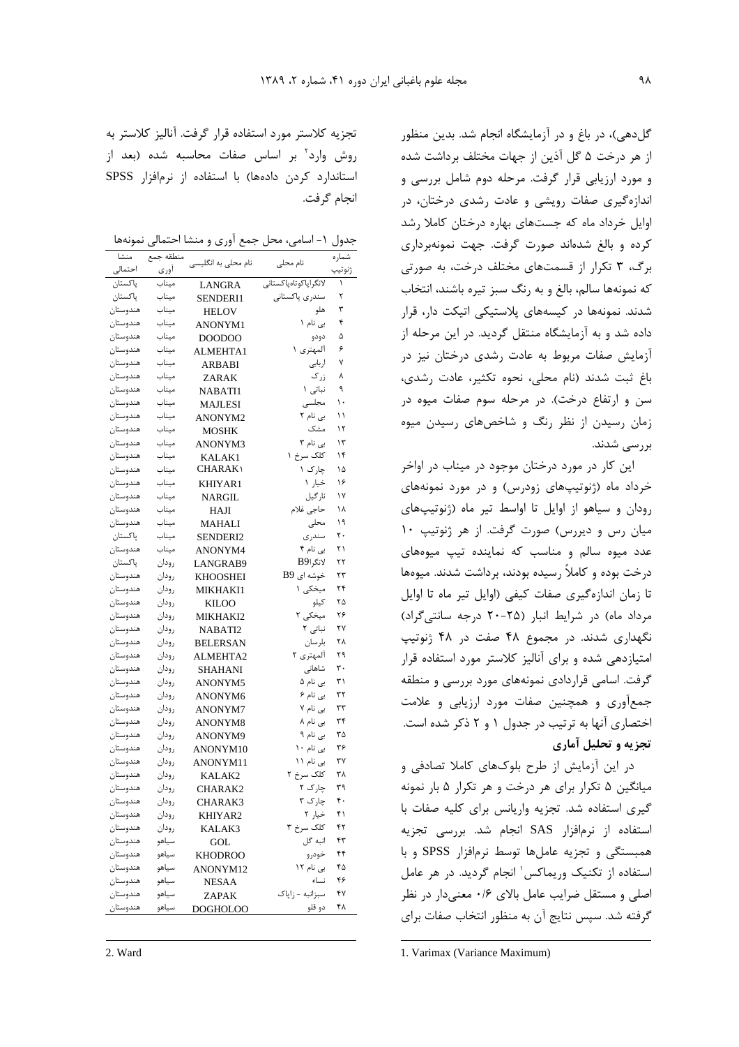گل‌دهی)، در باغ و در آزمایشگاه انجام شد. بدین منظور از هر درخت ۵ گل آذین از جهات مختلف برداشت شده و مورد ارزیابی قرار گرفت. مرحله دوم شامل بررسی و اندازه‌گیری صفات رویشی و عادت رشدی درختان، در اوایل خرداد ماه که جست‌های بهاره درختان کاملا رشد کرده و بالغ شده‌اند صورت گرفت. جهت نمونه‌برداری برگ، ۳ تکرار از قسمت‌های مختلف درخت، به صورتی که نمونه‌ها سالم، بالغ و به رنگ سبز تیره باشند، انتخاب شدند. نمونه‌ها در کیسه‌های پلاستیکی اتیکت دار، قرار داده شد و به آزمایشگاه منتقل گردید. در این مرحله از آزمایش صفات مربوط به عادت رشدی درختان نیز در باغ ثبت شدند (نام محلی، نحوه تکثیر، عادت رشدی، سن و ارتفاع درخت). در مرحله سوم صفات میوه در زمان رسیدن از نظر رنگ و شاخص‌های رسیدن میوه بررسی شدند.

این کار در مورد درختان موجود در میناب در اواخر خرداد ماه (ژنوتیپ‌های زودرس) و در مورد نمونه‌های رودان و سیاهو از اوایل تا اواسط تیر ماه (ژنوتیپ‌های میان رس و دیررس) صورت گرفت. از هر ژنوتیپ ۱۰ عدد میوه سالم و مناسب که نماینده تیپ میوه‌های درخت بوده و کاملاً رسیده بودند، برداشت شدند. میوه‌ها تا زمان اندازه‌گیری صفات کیفی (اوایل تیر ماه تا اوایل مرداد ماه) در شرایط انبار (۲۵-۲۰ درجه سانتی‌گراد) نگهداری شدند. در مجموع ۴۸ صفت در ۴۸ ژنوتیپ امتیازدهی شده و برای آنالیز کلاستر مورد استفاده قرار گرفت. اسامی قراردادی نمونه‌های مورد بررسی و منطقه جمع‌آوری و همچنین صفات مورد ارزیابی و علامت اختصاری آنها به ترتیب در جدول ۱ و ۲ ذکر شده است.

**تجزیه و تحلیل آماری**

در این آزمایش از طرح بلوک‌های کاملا تصادفی و میانگین ۵ تکرار برای هر درخت و هر تکرار ۵ بار نمونه گیری استفاده شد. تجزیه واریانس برای کلیه صفات با استفاده از نرم‌افزار SAS انجام شد. بررسی تجزیه همبستگی و تجزیه عامل‌ها توسط نرم‌افزار SPSS و با استفاده از تکنیک وریماکس[1] انجام گردید. در هر عامل اصلی و مستقل ضرایب عامل بالای ۰/۶ معنی‌دار در نظر گرفته شد. سپس نتایج آن به منظور انتخاب صفات برای تجزیه کلاستر مورد استفاده قرار گرفت. آنالیز کلاستر به روش وارد[2] بر اساس صفات محاسبه شده (بعد از استاندارد کردن داده‌ها) با استفاده از نرم‌افزار SPSS انجام گرفت.

جدول ۱- اسامی، محل جمع آوری و منشا احتمالی نمونه‌ها

| شماره ژنوتیپ | نام محلی | نام محلی به انگلیسی | منطقه جمع آوری | منشا احتمالی |
|---|---|---|---|---|
| ۱ | لانگراپاکوتاه‌پاکستانی | LANGRA | میناب | پاکستان |
| ۲ | سندری پاکستانی | SENDERI1 | میناب | پاکستان |
| ۳ | هلو | HELOV | میناب | هندوستان |
| ۴ | بی نام ۱ | ANONYM1 | میناب | هندوستان |
| ۵ | دودو | DOODOO | میناب | هندوستان |
| ۶ | آلمهتری ۱ | ALMEHTA1 | میناب | هندوستان |
| ۷ | اربابی | ARBABI | میناب | هندوستان |
| ۸ | زرک | ZARAK | میناب | هندوستان |
| ۹ | نباتی ۱ | NABATI1 | میناب | هندوستان |
| ۱۰ | مجلسی | MAJLESI | میناب | هندوستان |
| ۱۱ | بی نام ۲ | ANONYM2 | میناب | هندوستان |
| ۱۲ | مشک | MOSHK | میناب | هندوستان |
| ۱۳ | بی نام ۳ | ANONYM3 | میناب | هندوستان |
| ۱۴ | کلک سرخ ۱ | KALAK1 | میناب | هندوستان |
| ۱۵ | چارک ۱ | CHARAK۱ | میناب | هندوستان |
| ۱۶ | خیار ۱ | KHIYAR1 | میناب | هندوستان |
| ۱۷ | نارگیل | NARGIL | میناب | هندوستان |
| ۱۸ | حاجی غلام | HAJI | میناب | هندوستان |
| ۱۹ | محلی | MAHALI | میناب | هندوستان |
| ۲۰ | سندری | SENDERI2 | میناب | پاکستان |
| ۲۱ | بی نام ۴ | ANONYM4 | میناب | هندوستان |
| ۲۲ | لانگراB9 | LANGRAB9 | رودان | پاکستان |
| ۲۳ | خوشه ای B9 | KHOOSHEI | رودان | هندوستان |
| ۲۴ | میخکی ۱ | MIKHAKI1 | رودان | هندوستان |
| ۲۵ | کیلو | KILOO | رودان | هندوستان |
| ۲۶ | میخکی ۲ | MIKHAKI2 | رودان | هندوستان |
| ۲۷ | نباتی ۲ | NABATI2 | رودان | هندوستان |
| ۲۸ | بلرسان | BELERSAN | رودان | هندوستان |
| ۲۹ | آلمهتری ۲ | ALMEHTA2 | رودان | هندوستان |
| ۳۰ | شاهانی | SHAHANI | رودان | هندوستان |
| ۳۱ | بی نام ۵ | ANONYM5 | رودان | هندوستان |
| ۳۲ | بی نام ۶ | ANONYM6 | رودان | هندوستان |
| ۳۳ | بی نام ۷ | ANONYM7 | رودان | هندوستان |
| ۳۴ | بی نام ۸ | ANONYM8 | رودان | هندوستان |
| ۳۵ | بی نام ۹ | ANONYM9 | رودان | هندوستان |
| ۳۶ | بی نام ۱۰ | ANONYM10 | رودان | هندوستان |
| ۳۷ | بی نام ۱۱ | ANONYM11 | رودان | هندوستان |
| ۳۸ | کلک سرخ ۲ | KALAK2 | رودان | هندوستان |
| ۳۹ | چارک ۲ | CHARAK2 | رودان | هندوستان |
| ۴۰ | چارک ۳ | CHARAK3 | رودان | هندوستان |
| ۴۱ | خیار ۲ | KHIYAR2 | رودان | هندوستان |
| ۴۲ | کلک سرخ ۳ | KALAK3 | رودان | هندوستان |
| ۴۳ | انبه گل | GOL | سیاهو | هندوستان |
| ۴۴ | خودرو | KHODROO | سیاهو | هندوستان |
| ۴۵ | بی نام ۱۲ | ANONYM12 | سیاهو | هندوستان |
| ۴۶ | نساء | NESAA | سیاهو | هندوستان |
| ۴۷ | سبزانبه - زاپاک | ZAPAK | سیاهو | هندوستان |
| ۴۸ | دو قلو | DOGHOLOO | سیاهو | هندوستان |

---

1. Varimax (Variance Maximum)

2. Ward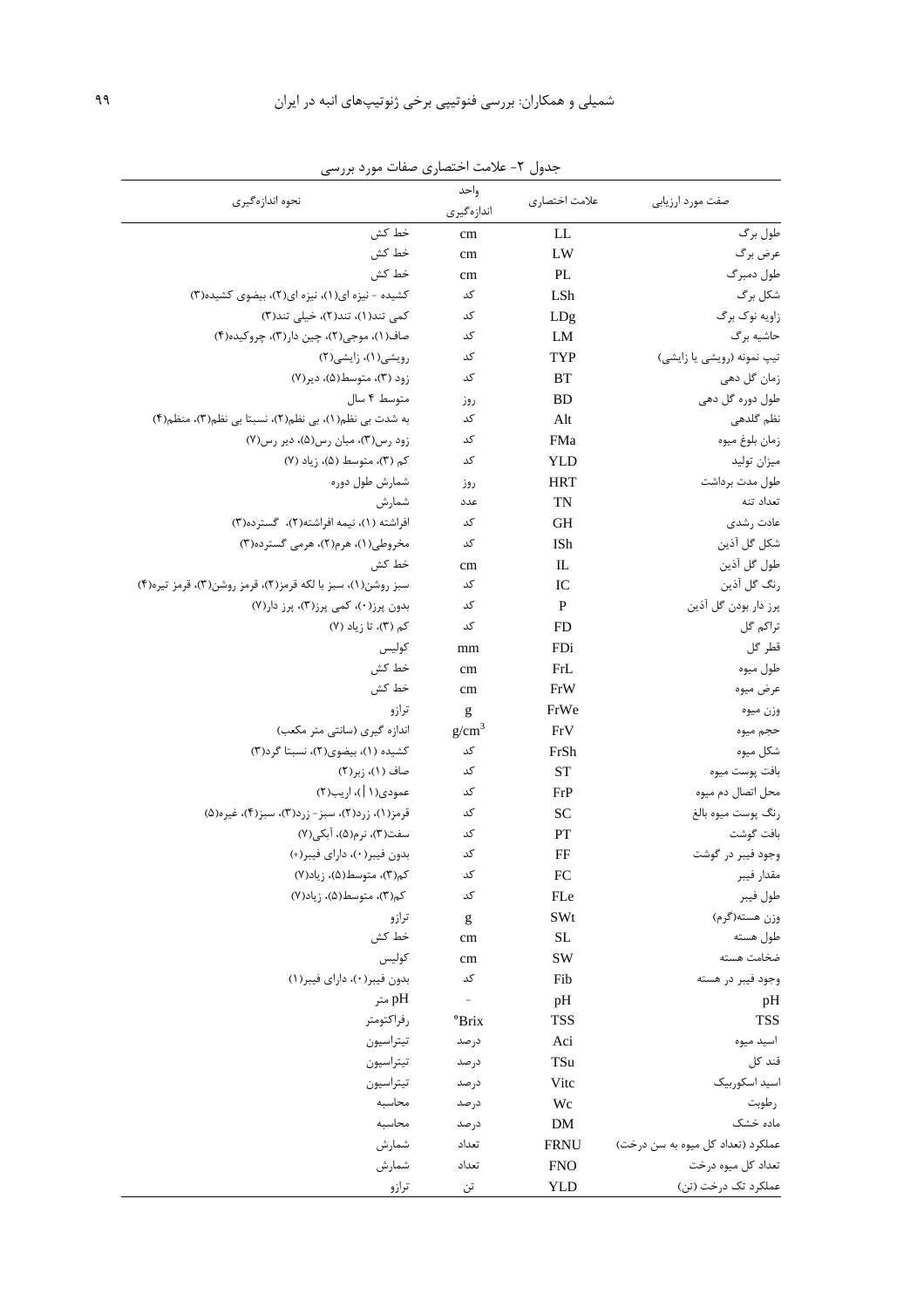جدول ۲- علامت اختصاری صفات مورد بررسی

| صفت مورد ارزیابی | علامت اختصاری | واحد اندازه‌گیری | نحوه اندازه‌گیری |
|---|---|---|---|
| طول برگ | LL | cm | خط کش |
| عرض برگ | LW | cm | خط کش |
| طول دمبرگ | PL | cm | خط کش |
| شکل برگ | LSh | کد | کشیده - نیزه ای(۱)، نیزه ای(۲)، بیضوی کشیده(۳) |
| زاویه نوک برگ | LDg | کد | کمی تند(۱)، تند(۲)، خیلی تند(۳) |
| حاشیه برگ | LM | کد | صاف(۱)، موجی(۲)، چین دار(۳)، چروکیده(۴) |
| تیپ نمونه (رویشی یا زایشی) | TYP | کد | رویشی(۱)، زایشی(۲) |
| زمان گل دهی | BT | کد | زود (۳)، متوسط(۵)، دیر(۷) |
| طول دوره گل دهی | BD | روز | متوسط ۴ سال |
| نظم گلدهی | Alt | کد | به شدت بی نظم(۱)، بی نظم(۲)، نسبتا بی نظم(۳)، منظم(۴) |
| زمان بلوغ میوه | FMa | کد | زود رس(۳)، میان رس(۵)، دیر رس(۷) |
| میزان تولید | YLD | کد | کم (۳)، متوسط (۵)، زیاد (۷) |
| طول مدت برداشت | HRT | روز | شمارش طول دوره |
| تعداد تنه | TN | عدد | شمارش |
| عادت رشدی | GH | کد | افراشته (۱)، نیمه افراشته(۲)، گسترده(۳) |
| شکل گل آذین | ISh | کد | مخروطی(۱)، هرم(۲)، هرمی گسترده(۳) |
| طول گل آذین | IL | cm | خط کش |
| رنگ گل آذین | IC | کد | سبز روشن(۱)، سبز با لکه قرمز(۲)، قرمز روشن(۳)، قرمز تیره(۴) |
| پرز دار بودن گل آذین | P | کد | بدون پرز(۰)، کمی پرز(۳)، پرز دار(۷) |
| تراکم گل | FD | کد | کم (۳)، تا زیاد (۷) |
| قطر گل | FDi | mm | کولیس |
| طول میوه | FrL | cm | خط کش |
| عرض میوه | FrW | cm | خط کش |
| وزن میوه | FrWe | g | ترازو |
| حجم میوه | FrV | $g/cm^3$ | اندازه گیری (سانتی متر مکعب) |
| شکل میوه | FrSh | کد | کشیده (۱)، بیضوی(۲)، نسبتا گرد(۳) |
| بافت پوست میوه | ST | کد | صاف (۱)، زبر(۲) |
| محل اتصال دم میوه | FrP | کد | عمودی(۱ \|)، اریب(۲) |
| رنگ پوست میوه بالغ | SC | کد | قرمز(۱)، زرد(۲)، سبز- زرد(۳)، سبز(۴)، غیره(۵) |
| بافت گوشت | PT | کد | سفت(۳)، نرم(۵)، آبکی(۷) |
| وجود فیبر در گوشت | FF | کد | بدون فیبر(۰)، دارای فیبر(+) |
| مقدار فیبر | FC | کد | کم(۳)، متوسط(۵)، زیاد(۷) |
| طول فیبر | FLe | کد | کم(۳)، متوسط(۵)، زیاد(۷) |
| وزن هسته(گرم) | SWt | g | ترازو |
| طول هسته | SL | cm | خط کش |
| ضخامت هسته | SW | cm | کولیس |
| وجود فیبر در هسته | Fib | کد | بدون فیبر(۰)، دارای فیبر(۱) |
| pH | pH | - | pH متر |
| TSS | TSS | °Brix | رفراکتومتر |
| اسید میوه | Aci | درصد | تیتراسیون |
| قند کل | TSu | درصد | تیتراسیون |
| اسید اسکوربیک | Vitc | درصد | تیتراسیون |
| رطوبت | Wc | درصد | محاسبه |
| ماده خشک | DM | درصد | محاسبه |
| عملکرد (تعداد کل میوه به سن درخت) | FRNU | تعداد | شمارش |
| تعداد کل میوه درخت | FNO | تعداد | شمارش |
| عملکرد تک درخت (تن) | YLD | تن | ترازو |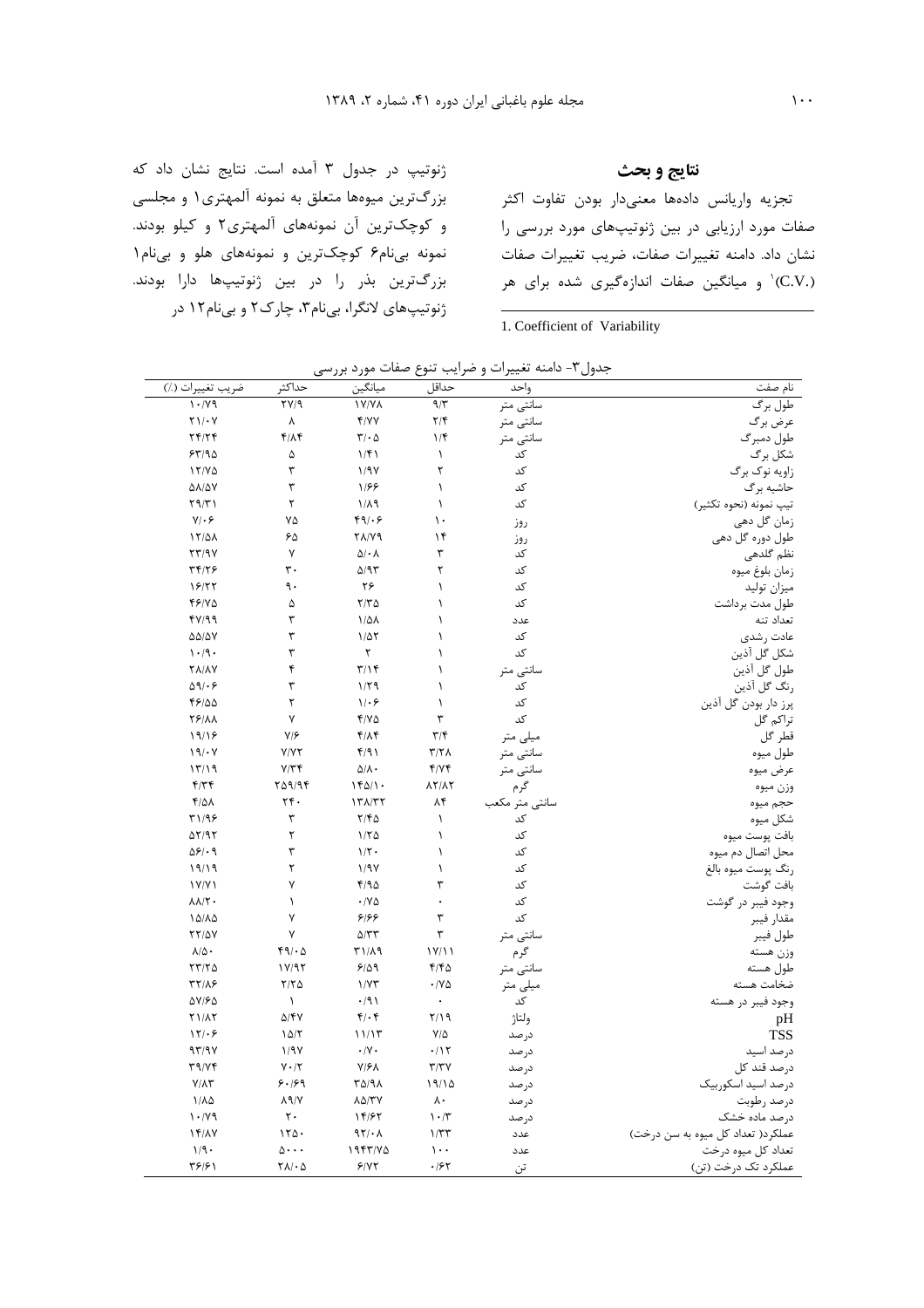## نتایج و بحث

تجزیه واریانس داده‌ها معنی‌دار بودن تفاوت اکثر صفات مورد ارزیابی در بین ژنوتیپ‌های مورد بررسی را نشان داد. دامنه تغییرات صفات، ضریب تغییرات صفات (C.V.)[1] و میانگین صفات اندازه‌گیری شده برای هر ژنوتیپ در جدول ۳ آمده است. نتایج نشان داد که بزرگ‌ترین میوه‌ها متعلق به نمونه آلمهتری۱ و مجلسی و کوچک‌ترین آن نمونه‌های آلمهتری۲ و کیلو بودند. نمونه بی‌نام۶ کوچک‌ترین و نمونه‌های هلو و بی‌نام۱ بزرگ‌ترین بذر را در بین ژنوتیپ‌ها دارا بودند. ژنوتیپ‌های لانگرا، بی‌نام۳، چارک۲ و بی‌نام۱۲ در

1. Coefficient of Variability

جدول۳- دامنه تغییرات و ضرایب تنوع صفات مورد بررسی

| نام صفت | واحد | حداقل | میانگین | حداکثر | ضریب تغییرات (٪) |
|---|---|---|---|---|---|
| طول برگ | سانتی متر | ۹/۳ | ۱۷/۷۸ | ۲۷/۹ | ۱۰/۷۹ |
| عرض برگ | سانتی متر | ۲/۴ | ۴/۷۷ | ۸ | ۲۱/۰۷ |
| طول دمبرگ | سانتی متر | ۱/۴ | ۳/۰۵ | ۴/۸۴ | ۲۴/۲۴ |
| شکل برگ | کد | ۱ | ۱/۴۱ | ۵ | ۶۳/۹۵ |
| زاویه نوک برگ | کد | ۲ | ۱/۹۷ | ۳ | ۱۲/۷۵ |
| حاشیه برگ | کد | ۱ | ۱/۶۶ | ۳ | ۵۸/۵۷ |
| تیپ نمونه (نحوه تکثیر) | کد | ۱ | ۱/۸۹ | ۲ | ۲۹/۳۱ |
| زمان گل دهی | روز | ۱۰ | ۴۹/۰۶ | ۷۵ | ۷/۰۶ |
| طول دوره گل دهی | روز | ۱۴ | ۲۸/۷۹ | ۶۵ | ۱۲/۵۸ |
| نظم گلدهی | کد | ۳ | ۵/۰۸ | ۷ | ۲۳/۹۷ |
| زمان بلوغ میوه | کد | ۲ | ۵/۹۳ | ۳۰ | ۳۴/۲۶ |
| میزان تولید | کد | ۱ | ۲۶ | ۹۰ | ۱۶/۲۲ |
| طول مدت برداشت | کد | ۱ | ۲/۳۵ | ۵ | ۴۶/۷۵ |
| تعداد تنه | عدد | ۱ | ۱/۵۸ | ۳ | ۴۷/۹۹ |
| عادت رشدی | کد | ۱ | ۱/۵۲ | ۳ | ۵۵/۵۷ |
| شکل گل آذین | کد | ۱ | ۲ | ۳ | ۱۰/۹۰ |
| طول گل آذین | سانتی متر | ۱ | ۳/۱۴ | ۴ | ۲۸/۸۷ |
| رنگ گل آذین | کد | ۱ | ۱/۲۹ | ۳ | ۵۹/۰۶ |
| پرز دار بودن گل آذین | کد | ۱ | ۱/۰۶ | ۲ | ۴۶/۵۵ |
| تراکم گل | کد | ۳ | ۴/۷۵ | ۷ | ۲۶/۸۸ |
| قطر گل | میلی متر | ۳/۴ | ۴/۸۴ | ۷/۶ | ۱۹/۱۶ |
| طول میوه | سانتی متر | ۳/۲۸ | ۴/۹۱ | ۷/۷۲ | ۱۹/۰۷ |
| عرض میوه | سانتی متر | ۴/۷۴ | ۵/۸۰ | ۷/۳۴ | ۱۳/۱۹ |
| وزن میوه | گرم | ۸۲/۸۲ | ۱۴۵/۱۰ | ۲۵۹/۹۴ | ۴/۳۴ |
| حجم میوه | سانتی متر مکعب | ۸۴ | ۱۳۸/۳۲ | ۲۴۰ | ۴/۵۸ |
| شکل میوه | کد | ۱ | ۲/۴۵ | ۳ | ۳۱/۹۶ |
| بافت پوست میوه | کد | ۱ | ۱/۲۵ | ۲ | ۵۲/۹۲ |
| محل اتصال دم میوه | کد | ۱ | ۱/۲۰ | ۳ | ۵۶/۰۹ |
| رنگ پوست میوه بالغ | کد | ۱ | ۱/۹۷ | ۲ | ۱۹/۱۹ |
| بافت گوشت | کد | ۳ | ۴/۹۵ | ۷ | ۱۷/۷۱ |
| وجود فیبر در گوشت | کد | ۰ | ۰/۷۵ | ۱ | ۸۸/۲۰ |
| مقدار فیبر | کد | ۳ | ۶/۶۶ | ۷ | ۱۵/۸۵ |
| طول فیبر | سانتی متر | ۳ | ۵/۳۳ | ۷ | ۲۲/۵۷ |
| وزن هسته | گرم | ۱۷/۱۱ | ۳۱/۸۹ | ۴۹/۰۵ | ۸/۵۰ |
| طول هسته | سانتی متر | ۴/۴۵ | ۶/۵۹ | ۱۷/۹۲ | ۲۳/۲۵ |
| ضخامت هسته | میلی متر | ۰/۷۵ | ۱/۷۳ | ۲/۲۵ | ۳۲/۸۶ |
| وجود فیبر در هسته | کد | ۰ | ۰/۹۱ | ۱ | ۵۷/۶۵ |
| pH | ولتاژ | ۲/۱۹ | ۴/۰۴ | ۵/۴۷ | ۲۱/۸۲ |
| TSS | درصد | ۷/۵ | ۱۱/۱۳ | ۱۵/۲ | ۱۲/۰۶ |
| درصد اسید | درصد | ۰/۱۲ | ۰/۷۰ | ۱/۹۷ | ۹۳/۹۷ |
| درصد قند کل | درصد | ۳/۳۷ | ۷/۶۸ | ۷۰/۲ | ۳۹/۷۴ |
| درصد اسید اسکوربیک | درصد | ۱۹/۱۵ | ۳۵/۹۸ | ۶۰/۶۹ | ۷/۸۳ |
| درصد رطوبت | درصد | ۸۰ | ۸۵/۳۷ | ۸۹/۷ | ۱/۸۵ |
| درصد ماده خشک | درصد | ۱۰/۳ | ۱۴/۶۲ | ۲۰ | ۱۰/۷۹ |
| عملکرد( تعداد کل میوه به سن درخت) | عدد | ۱/۳۳ | ۹۲/۰۸ | ۱۲۵۰ | ۱۴/۸۷ |
| تعداد کل میوه درخت | عدد | ۱۰۰ | ۱۹۴۳/۷۵ | ۵۰۰۰ | ۱/۹۰ |
| عملکرد تک درخت (تن) | تن | ۰/۶۲ | ۶/۷۲ | ۲۸/۰۵ | ۳۶/۶۱ |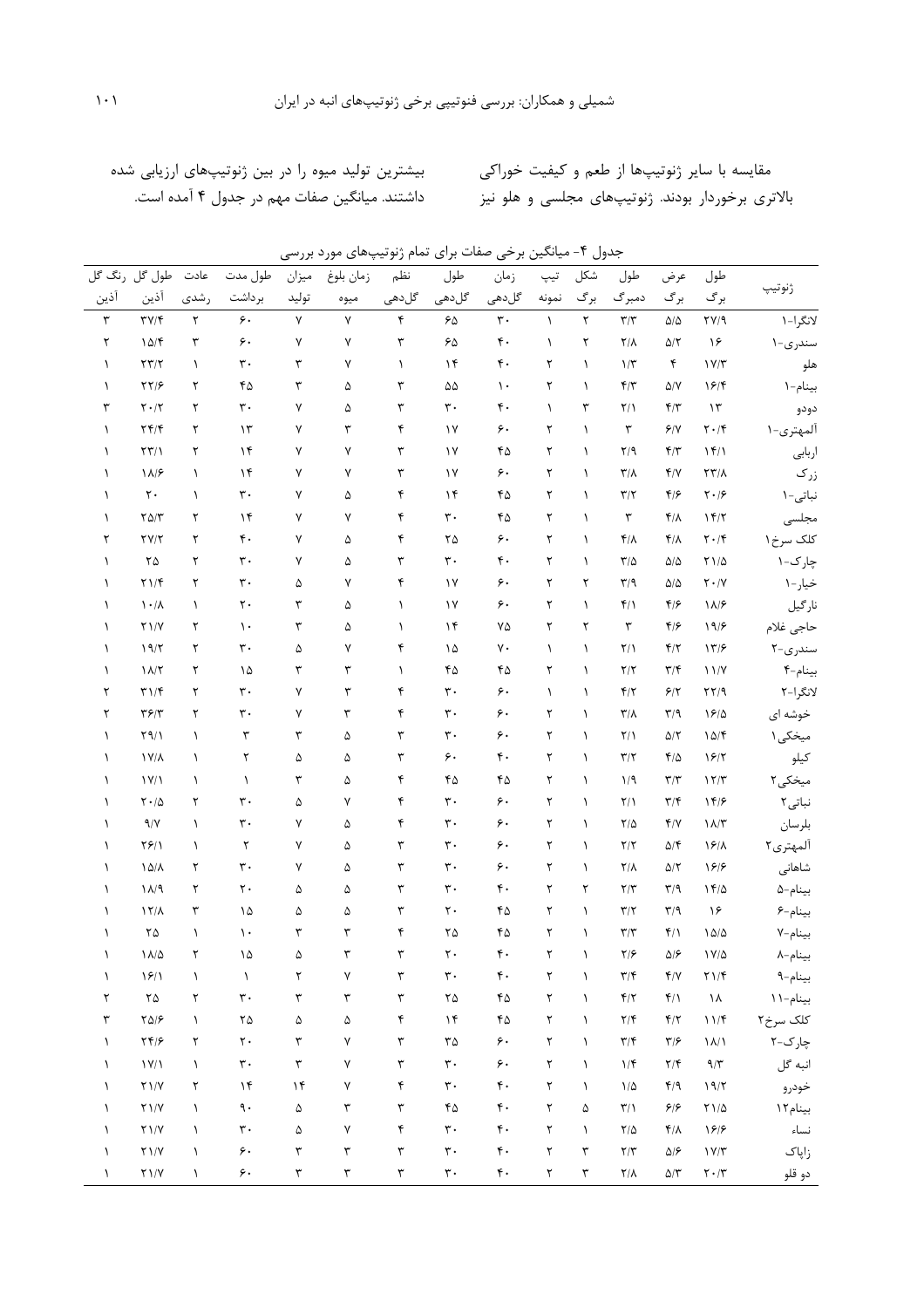مقایسه با سایر ژنوتیپ‌ها از طعم و کیفیت خوراکی بالاتری برخوردار بودند. ژنوتیپ‌های مجلسی و هلو نیز بیشترین تولید میوه را در بین ژنوتیپ‌های ارزیابی شده داشتند. میانگین صفات مهم در جدول ۴ آمده است.

جدول ۴- میانگین برخی صفات برای تمام ژنوتیپ‌های مورد بررسی

| ژنوتیپ | طول برگ | عرض برگ | طول دمبرگ | شکل برگ | تیپ نمونه | زمان گل‌دهی | طول گل‌دهی | نظم گل‌دهی | زمان بلوغ میوه | میزان تولید | طول مدت برداشت | عادت رشدی | طول گل آذین | رنگ گل آذین |
|---|---|---|---|---|---|---|---|---|---|---|---|---|---|---|
| لانگرا-۱ | ۲۷/۹ | ۵/۵ | ۳/۳ | ۲ | ۱ | ۳۰ | ۶۵ | ۴ | ۷ | ۷ | ۶۰ | ۲ | ۳۷/۴ | ۳ |
| سندری-۱ | ۱۶ | ۵/۲ | ۲/۸ | ۲ | ۱ | ۴۰ | ۶۵ | ۳ | ۷ | ۷ | ۶۰ | ۳ | ۱۵/۴ | ۲ |
| هلو | ۱۷/۳ | ۴ | ۱/۳ | ۱ | ۲ | ۴۰ | ۱۴ | ۱ | ۷ | ۳ | ۳۰ | ۱ | ۲۳/۲ | ۱ |
| بینام-۱ | ۱۶/۴ | ۵/۷ | ۴/۳ | ۱ | ۲ | ۱۰ | ۵۵ | ۳ | ۵ | ۳ | ۴۵ | ۲ | ۲۲/۶ | ۱ |
| دودو | ۱۳ | ۴/۳ | ۲/۱ | ۳ | ۱ | ۴۰ | ۳۰ | ۳ | ۵ | ۷ | ۳۰ | ۲ | ۲۰/۲ | ۳ |
| آلمهتری-۱ | ۲۰/۴ | ۶/۷ | ۳ | ۱ | ۲ | ۶۰ | ۱۷ | ۴ | ۳ | ۷ | ۱۳ | ۲ | ۲۴/۴ | ۱ |
| اربابی | ۱۴/۱ | ۴/۳ | ۲/۹ | ۱ | ۲ | ۴۵ | ۱۷ | ۳ | ۷ | ۷ | ۱۴ | ۲ | ۲۳/۱ | ۱ |
| زرک | ۲۳/۸ | ۴/۷ | ۳/۸ | ۱ | ۲ | ۶۰ | ۱۷ | ۳ | ۷ | ۷ | ۱۴ | ۱ | ۱۸/۶ | ۱ |
| نباتی-۱ | ۲۰/۶ | ۴/۶ | ۳/۲ | ۱ | ۲ | ۴۵ | ۱۴ | ۴ | ۵ | ۷ | ۳۰ | ۱ | ۲۰ | ۱ |
| مجلسی | ۱۴/۲ | ۴/۸ | ۳ | ۱ | ۲ | ۴۵ | ۳۰ | ۴ | ۷ | ۷ | ۱۴ | ۲ | ۲۵/۳ | ۱ |
| کلک سرخ۱ | ۲۰/۴ | ۴/۸ | ۴/۸ | ۱ | ۲ | ۶۰ | ۲۵ | ۴ | ۵ | ۷ | ۴۰ | ۲ | ۲۷/۲ | ۲ |
| چارک-۱ | ۲۱/۵ | ۵/۵ | ۳/۵ | ۱ | ۲ | ۴۰ | ۳۰ | ۳ | ۵ | ۷ | ۳۰ | ۲ | ۲۵ | ۱ |
| خیار-۱ | ۲۰/۷ | ۵/۵ | ۳/۹ | ۲ | ۲ | ۶۰ | ۱۷ | ۴ | ۷ | ۵ | ۳۰ | ۲ | ۲۱/۴ | ۱ |
| نارگیل | ۱۸/۶ | ۴/۶ | ۴/۱ | ۱ | ۲ | ۶۰ | ۱۷ | ۱ | ۵ | ۳ | ۲۰ | ۱ | ۱۰/۸ | ۱ |
| حاجی غلام | ۱۹/۶ | ۴/۶ | ۳ | ۲ | ۲ | ۷۵ | ۱۴ | ۱ | ۵ | ۳ | ۱۰ | ۲ | ۲۱/۷ | ۱ |
| سندری-۲ | ۱۳/۶ | ۴/۲ | ۲/۱ | ۱ | ۱ | ۷۰ | ۱۵ | ۴ | ۷ | ۵ | ۳۰ | ۲ | ۱۹/۲ | ۱ |
| بینام-۴ | ۱۱/۷ | ۳/۴ | ۲/۲ | ۱ | ۲ | ۴۵ | ۴۵ | ۱ | ۳ | ۳ | ۱۵ | ۲ | ۱۸/۲ | ۱ |
| لانگرا-۲ | ۲۲/۹ | ۶/۲ | ۴/۲ | ۱ | ۱ | ۶۰ | ۳۰ | ۴ | ۳ | ۷ | ۳۰ | ۲ | ۳۱/۴ | ۲ |
| خوشه ای | ۱۶/۵ | ۳/۹ | ۳/۸ | ۱ | ۲ | ۶۰ | ۳۰ | ۴ | ۳ | ۷ | ۳۰ | ۲ | ۳۶/۳ | ۲ |
| میخکی۱ | ۱۵/۴ | ۵/۲ | ۲/۱ | ۱ | ۲ | ۶۰ | ۳۰ | ۳ | ۵ | ۳ | ۳ | ۱ | ۲۹/۱ | ۱ |
| کیلو | ۱۶/۲ | ۴/۵ | ۳/۲ | ۱ | ۲ | ۴۰ | ۶۰ | ۳ | ۵ | ۵ | ۲ | ۱ | ۱۷/۸ | ۱ |
| میخکی۲ | ۱۲/۳ | ۳/۳ | ۱/۹ | ۱ | ۲ | ۴۵ | ۴۵ | ۴ | ۵ | ۳ | ۱ | ۱ | ۱۷/۱ | ۱ |
| نباتی۲ | ۱۴/۶ | ۳/۴ | ۲/۱ | ۱ | ۲ | ۶۰ | ۳۰ | ۴ | ۷ | ۵ | ۳۰ | ۲ | ۲۰/۵ | ۱ |
| بلرسان | ۱۸/۳ | ۴/۷ | ۲/۵ | ۱ | ۲ | ۶۰ | ۳۰ | ۴ | ۵ | ۷ | ۳۰ | ۱ | ۹/۷ | ۱ |
| آلمهتری۲ | ۱۶/۸ | ۵/۴ | ۲/۲ | ۱ | ۲ | ۶۰ | ۳۰ | ۳ | ۵ | ۷ | ۲ | ۱ | ۲۶/۱ | ۱ |
| شاهانی | ۱۶/۶ | ۵/۲ | ۲/۸ | ۱ | ۲ | ۶۰ | ۳۰ | ۳ | ۵ | ۷ | ۳۰ | ۲ | ۱۵/۸ | ۱ |
| بینام-۵ | ۱۴/۵ | ۳/۹ | ۲/۳ | ۲ | ۲ | ۴۰ | ۳۰ | ۳ | ۵ | ۵ | ۲۰ | ۲ | ۱۸/۹ | ۱ |
| بینام-۶ | ۱۶ | ۳/۹ | ۳/۲ | ۱ | ۲ | ۴۵ | ۲۰ | ۳ | ۵ | ۵ | ۱۵ | ۳ | ۱۲/۸ | ۱ |
| بینام-۷ | ۱۵/۵ | ۴/۱ | ۳/۳ | ۱ | ۲ | ۴۵ | ۲۵ | ۴ | ۳ | ۳ | ۱۰ | ۱ | ۲۵ | ۱ |
| بینام-۸ | ۱۷/۵ | ۵/۶ | ۲/۶ | ۱ | ۲ | ۴۰ | ۲۰ | ۳ | ۳ | ۵ | ۱۵ | ۲ | ۱۸/۵ | ۱ |
| بینام-۹ | ۲۱/۴ | ۴/۷ | ۳/۴ | ۱ | ۲ | ۴۰ | ۳۰ | ۳ | ۷ | ۲ | ۱ | ۱ | ۱۶/۱ | ۱ |
| بینام-۱۱ | ۱۸ | ۴/۱ | ۴/۲ | ۱ | ۲ | ۴۵ | ۲۵ | ۳ | ۳ | ۳ | ۳۰ | ۲ | ۲۵ | ۲ |
| کلک سرخ۲ | ۱۱/۴ | ۴/۲ | ۲/۴ | ۱ | ۲ | ۴۵ | ۱۴ | ۴ | ۵ | ۵ | ۲۵ | ۱ | ۲۵/۶ | ۳ |
| چارک-۲ | ۱۸/۱ | ۳/۶ | ۳/۴ | ۱ | ۲ | ۶۰ | ۳۵ | ۳ | ۷ | ۳ | ۲۰ | ۲ | ۲۴/۶ | ۱ |
| انبه گل | ۹/۳ | ۲/۴ | ۱/۴ | ۱ | ۲ | ۶۰ | ۳۰ | ۳ | ۷ | ۳ | ۳۰ | ۱ | ۱۷/۱ | ۱ |
| خودرو | ۱۹/۲ | ۴/۹ | ۱/۵ | ۱ | ۲ | ۴۰ | ۳۰ | ۴ | ۷ | ۱۴ | ۱۴ | ۲ | ۲۱/۷ | ۱ |
| بینام۱۲ | ۲۱/۵ | ۶/۶ | ۳/۱ | ۵ | ۲ | ۴۰ | ۴۵ | ۳ | ۳ | ۵ | ۹۰ | ۱ | ۲۱/۷ | ۱ |
| نساء | ۱۶/۶ | ۴/۸ | ۲/۵ | ۱ | ۲ | ۴۰ | ۳۰ | ۴ | ۷ | ۵ | ۳۰ | ۱ | ۲۱/۷ | ۱ |
| زاپاک | ۱۷/۳ | ۵/۶ | ۲/۳ | ۳ | ۲ | ۴۰ | ۳۰ | ۳ | ۳ | ۳ | ۶۰ | ۱ | ۲۱/۷ | ۱ |
| دو قلو | ۲۰/۳ | ۵/۳ | ۲/۸ | ۳ | ۲ | ۴۰ | ۳۰ | ۳ | ۳ | ۳ | ۶۰ | ۱ | ۲۱/۷ | ۱ |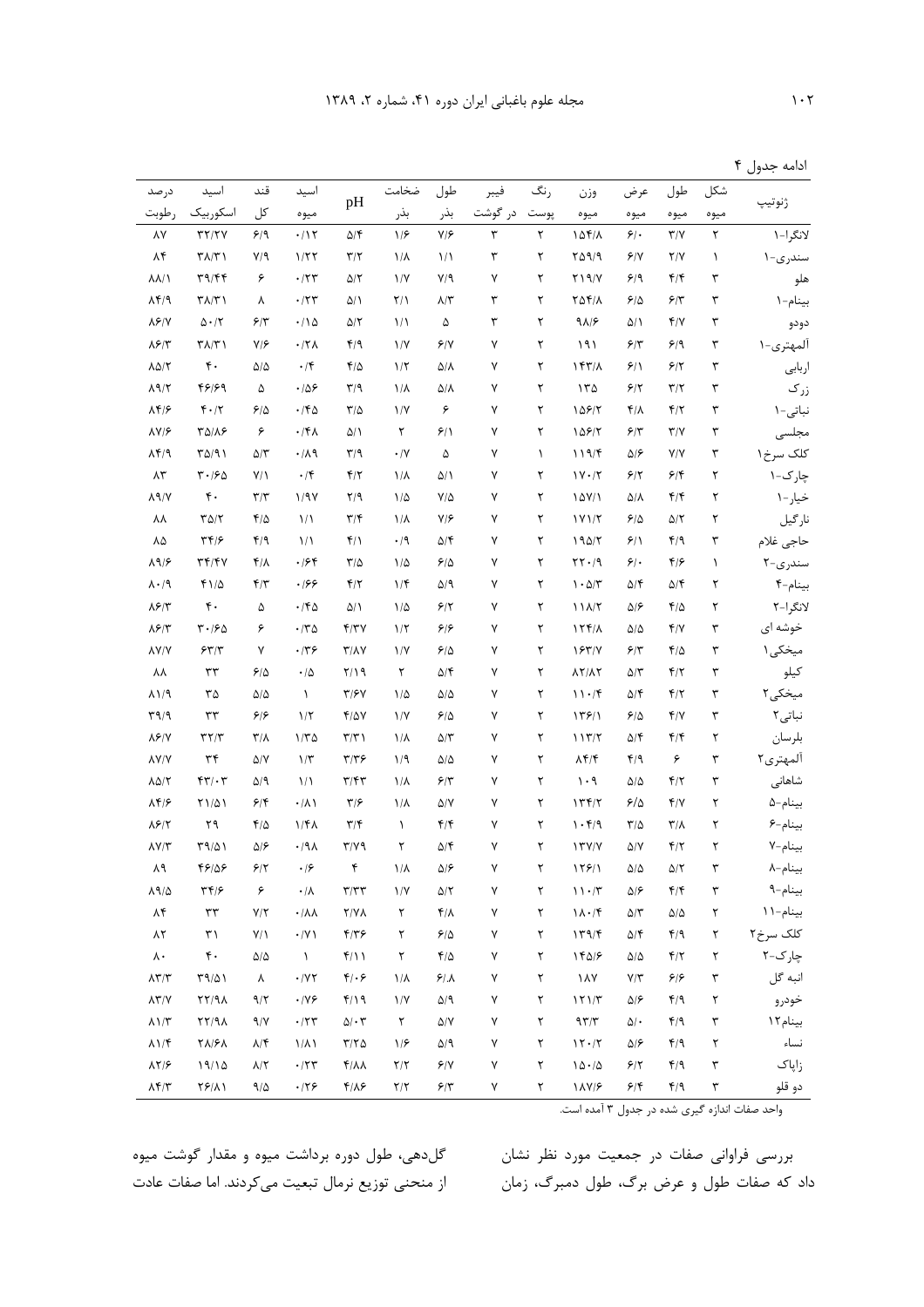ادامه جدول ۴

| ژنوتیپ | شکل میوه | طول میوه | عرض میوه | وزن میوه | رنگ پوست | فیبر در گوشت | طول بذر | ضخامت بذر | pH | اسید میوه | قند کل | اسید اسکوربیک | درصد رطوبت |
|---|---|---|---|---|---|---|---|---|---|---|---|---|---|
| لانگرا-۱ | ۲ | ۳/۷ | ۶/۰ | ۱۵۴/۸ | ۲ | ۳ | ۷/۶ | ۱/۶ | ۵/۴ | ۰/۱۲ | ۶/۹ | ۳۲/۲۷ | ۸۷ |
| سندری-۱ | ۱ | ۲/۷ | ۶/۷ | ۲۵۹/۹ | ۲ | ۳ | ۱/۱ | ۱/۸ | ۳/۲ | ۱/۲۲ | ۷/۹ | ۳۸/۳۱ | ۸۴ |
| هلو | ۳ | ۴/۴ | ۶/۹ | ۲۱۹/۷ | ۲ | ۷ | ۷/۹ | ۱/۷ | ۵/۲ | ۰/۲۳ | ۶ | ۳۹/۴۴ | ۸۸/۱ |
| بینام-۱ | ۳ | ۶/۳ | ۶/۵ | ۲۵۴/۸ | ۲ | ۳ | ۸/۳ | ۲/۱ | ۵/۱ | ۰/۲۳ | ۸ | ۳۸/۳۱ | ۸۴/۹ |
| دودو | ۳ | ۴/۷ | ۵/۱ | ۹۸/۶ | ۲ | ۳ | ۵ | ۱/۱ | ۵/۲ | ۰/۱۵ | ۶/۳ | ۵۰/۲ | ۸۶/۷ |
| آلمهتری-۱ | ۳ | ۶/۹ | ۶/۳ | ۱۹۱ | ۲ | ۷ | ۶/۷ | ۱/۷ | ۴/۹ | ۰/۲۸ | ۷/۶ | ۳۸/۳۱ | ۸۶/۳ |
| اربابی | ۳ | ۶/۲ | ۶/۱ | ۱۴۳/۸ | ۲ | ۷ | ۵/۸ | ۱/۲ | ۴/۵ | ۰/۴ | ۵/۵ | ۴۰ | ۸۵/۲ |
| زرک | ۳ | ۳/۲ | ۶/۲ | ۱۳۵ | ۲ | ۷ | ۵/۸ | ۱/۸ | ۳/۹ | ۰/۵۶ | ۵ | ۴۶/۶۹ | ۸۹/۲ |
| نباتی-۱ | ۳ | ۴/۲ | ۴/۸ | ۱۵۶/۲ | ۲ | ۷ | ۶ | ۱/۷ | ۳/۵ | ۰/۴۵ | ۶/۵ | ۴۰/۲ | ۸۴/۶ |
| مجلسی | ۳ | ۳/۷ | ۶/۳ | ۱۵۶/۲ | ۲ | ۷ | ۶/۱ | ۲ | ۵/۱ | ۰/۴۸ | ۶ | ۳۵/۸۶ | ۸۷/۶ |
| کلک سرخ۱ | ۳ | ۷/۷ | ۵/۶ | ۱۱۹/۴ | ۱ | ۷ | ۵ | ۰/۷ | ۳/۹ | ۰/۸۹ | ۵/۳ | ۳۵/۹۱ | ۸۴/۹ |
| چارک-۱ | ۲ | ۶/۴ | ۶/۲ | ۱۷۰/۲ | ۲ | ۷ | ۵/۱ | ۱/۸ | ۴/۲ | ۰/۴ | ۷/۱ | ۳۰/۶۵ | ۸۳ |
| خیار-۱ | ۲ | ۴/۴ | ۵/۸ | ۱۵۷/۱ | ۲ | ۷ | ۷/۵ | ۱/۵ | ۲/۹ | ۱/۹۷ | ۳/۳ | ۴۰ | ۸۹/۷ |
| نارگیل | ۲ | ۵/۲ | ۶/۵ | ۱۷۱/۲ | ۲ | ۷ | ۷/۶ | ۱/۸ | ۳/۴ | ۱/۱ | ۴/۵ | ۳۵/۲ | ۸۸ |
| حاجی غلام | ۳ | ۴/۹ | ۶/۱ | ۱۹۵/۲ | ۲ | ۷ | ۵/۴ | ۰/۹ | ۴/۱ | ۱/۱ | ۴/۹ | ۳۴/۶ | ۸۵ |
| سندری-۲ | ۱ | ۴/۶ | ۶/۰ | ۲۲۰/۹ | ۲ | ۷ | ۶/۵ | ۱/۵ | ۳/۵ | ۰/۶۴ | ۴/۸ | ۳۴/۴۷ | ۸۹/۶ |
| بینام-۴ | ۲ | ۵/۴ | ۵/۴ | ۱۰۵/۳ | ۲ | ۷ | ۵/۹ | ۱/۴ | ۴/۲ | ۰/۶۶ | ۴/۳ | ۴۱/۵ | ۸۰/۹ |
| لانگرا-۲ | ۲ | ۴/۵ | ۵/۶ | ۱۱۸/۲ | ۲ | ۷ | ۶/۲ | ۱/۵ | ۵/۱ | ۰/۴۵ | ۵ | ۴۰ | ۸۶/۳ |
| خوشه ای | ۳ | ۴/۷ | ۵/۵ | ۱۲۴/۸ | ۲ | ۷ | ۶/۶ | ۱/۲ | ۴/۳۷ | ۰/۳۵ | ۶ | ۳۰/۶۵ | ۸۶/۳ |
| میخکی۱ | ۳ | ۴/۵ | ۶/۳ | ۱۶۳/۷ | ۲ | ۷ | ۶/۵ | ۱/۷ | ۳/۸۷ | ۰/۳۶ | ۷ | ۶۳/۳ | ۸۷/۷ |
| کیلو | ۳ | ۴/۲ | ۵/۳ | ۸۲/۸۲ | ۲ | ۷ | ۵/۴ | ۲ | ۲/۱۹ | ۰/۵ | ۶/۵ | ۳۳ | ۸۸ |
| میخکی۲ | ۳ | ۴/۲ | ۵/۴ | ۱۱۰/۴ | ۲ | ۷ | ۵/۵ | ۱/۵ | ۳/۶۷ | ۱ | ۵/۵ | ۳۵ | ۸۱/۹ |
| نباتی۲ | ۳ | ۴/۷ | ۶/۵ | ۱۳۶/۱ | ۲ | ۷ | ۶/۵ | ۱/۷ | ۴/۵۷ | ۱/۲ | ۶/۶ | ۳۳ | ۳۹/۹ |
| بلرسان | ۲ | ۴/۴ | ۵/۴ | ۱۱۳/۲ | ۲ | ۷ | ۵/۳ | ۱/۸ | ۳/۳۱ | ۱/۳۵ | ۳/۸ | ۳۲/۳ | ۸۶/۷ |
| آلمهتری۲ | ۳ | ۶ | ۴/۹ | ۸۴/۴ | ۲ | ۷ | ۵/۵ | ۱/۹ | ۳/۳۶ | ۱/۳ | ۵/۷ | ۳۴ | ۸۷/۷ |
| شاهانی | ۳ | ۴/۲ | ۵/۵ | ۱۰۹ | ۲ | ۷ | ۶/۳ | ۱/۸ | ۳/۴۳ | ۱/۱ | ۵/۹ | ۴۳/۰۳ | ۸۵/۲ |
| بینام-۵ | ۲ | ۴/۷ | ۶/۵ | ۱۳۴/۲ | ۲ | ۷ | ۵/۷ | ۱/۸ | ۳/۶ | ۰/۸۱ | ۶/۴ | ۲۱/۵۱ | ۸۴/۶ |
| بینام-۶ | ۲ | ۳/۸ | ۳/۵ | ۱۰۴/۹ | ۲ | ۷ | ۴/۴ | ۱ | ۳/۴ | ۱/۴۸ | ۴/۵ | ۲۹ | ۸۶/۲ |
| بینام-۷ | ۲ | ۴/۲ | ۵/۷ | ۱۳۷/۷ | ۲ | ۷ | ۵/۴ | ۲ | ۳/۷۹ | ۰/۹۸ | ۵/۶ | ۳۹/۵۱ | ۸۷/۳ |
| بینام-۸ | ۳ | ۵/۲ | ۵/۵ | ۱۲۶/۱ | ۲ | ۷ | ۵/۶ | ۱/۸ | ۴ | ۰/۶ | ۶/۲ | ۴۶/۵۶ | ۸۹ |
| بینام-۹ | ۳ | ۴/۴ | ۵/۶ | ۱۱۰/۳ | ۲ | ۷ | ۵/۲ | ۱/۷ | ۳/۳۳ | ۰/۸ | ۶ | ۳۴/۶ | ۸۹/۵ |
| بینام-۱۱ | ۲ | ۵/۵ | ۵/۳ | ۱۸۰/۴ | ۲ | ۷ | ۴/۸ | ۲ | ۲/۷۸ | ۰/۸۸ | ۷/۲ | ۳۳ | ۸۴ |
| کلک سرخ۲ | ۲ | ۴/۹ | ۵/۴ | ۱۳۹/۴ | ۲ | ۷ | ۶/۵ | ۲ | ۴/۳۶ | ۰/۷۱ | ۷/۱ | ۳۱ | ۸۲ |
| چارک-۲ | ۲ | ۴/۲ | ۵/۵ | ۱۴۵/۶ | ۲ | ۷ | ۴/۵ | ۲ | ۴/۱۱ | ۱ | ۵/۵ | ۴۰ | ۸۰ |
| انبه گل | ۳ | ۶/۶ | ۷/۳ | ۱۸۷ | ۲ | ۷ | ۶/۸ | ۱/۸ | ۴/۰۶ | ۰/۷۲ | ۸ | ۳۹/۵۱ | ۸۳/۳ |
| خودرو | ۲ | ۴/۹ | ۵/۶ | ۱۲۱/۳ | ۲ | ۷ | ۵/۹ | ۱/۷ | ۴/۱۹ | ۰/۷۶ | ۹/۲ | ۲۲/۹۸ | ۸۳/۷ |
| بینام۱۲ | ۳ | ۴/۹ | ۵/۰ | ۹۳/۳ | ۲ | ۷ | ۵/۷ | ۲ | ۵/۰۳ | ۰/۲۳ | ۹/۷ | ۲۲/۹۸ | ۸۱/۳ |
| نساء | ۲ | ۴/۹ | ۵/۶ | ۱۲۰/۲ | ۲ | ۷ | ۵/۹ | ۱/۶ | ۳/۲۵ | ۱/۸۱ | ۸/۴ | ۲۸/۶۸ | ۸۱/۴ |
| زاپاک | ۳ | ۴/۹ | ۶/۲ | ۱۵۰/۵ | ۲ | ۷ | ۶/۷ | ۲/۲ | ۴/۸۸ | ۰/۲۳ | ۸/۲ | ۱۹/۱۵ | ۸۲/۶ |
| دو قلو | ۳ | ۴/۹ | ۶/۴ | ۱۸۷/۶ | ۲ | ۷ | ۶/۳ | ۲/۲ | ۴/۸۶ | ۰/۲۶ | ۹/۵ | ۲۶/۸۱ | ۸۴/۳ |

واحد صفات اندازه گیری شده در جدول ۳ آمده است.

بررسی فراوانی صفات در جمعیت مورد نظر نشان داد که صفات طول و عرض برگ، طول دمبرگ، زمان گل‌دهی، طول دوره برداشت میوه و مقدار گوشت میوه از منحنی توزیع نرمال تبعیت می‌کردند. اما صفات عادت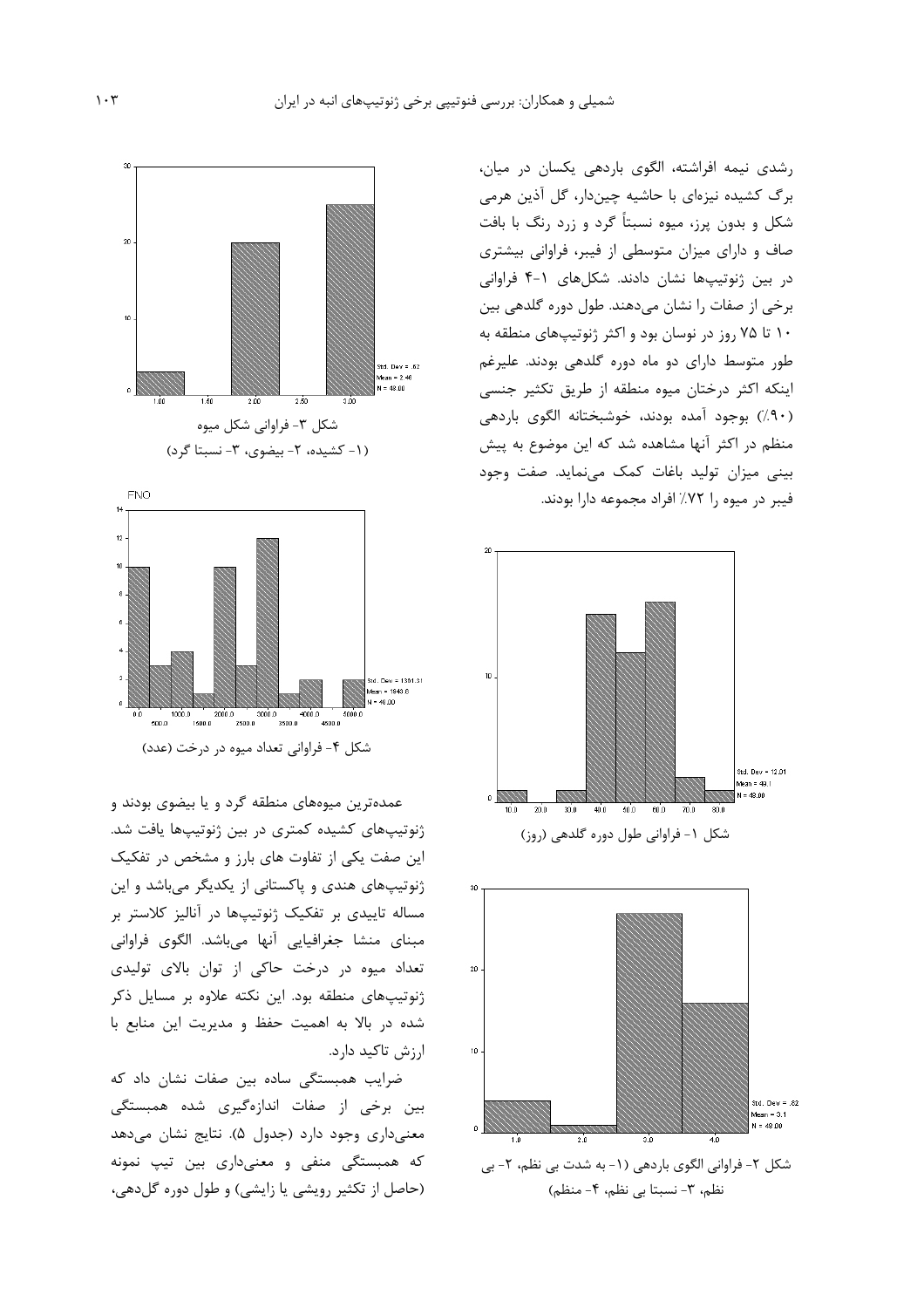رشدی نیمه افراشته، الگوی باردهی یکسان در میان، برگ کشیده نیزه‌ای با حاشیه چین‌دار، گل آذین هرمی شکل و بدون پرز، میوه نسبتاً گرد و زرد رنگ با بافت صاف و دارای میزان متوسطی از فیبر، فراوانی بیشتری در بین ژنوتیپ‌ها نشان دادند. شکل‌های ۱-۴ فراوانی برخی از صفات را نشان می‌دهند. طول دوره گلدهی بین ۱۰ تا ۷۵ روز در نوسان بود و اکثر ژنوتیپ‌های منطقه به طور متوسط دارای دو ماه دوره گلدهی بودند. علیرغم اینکه اکثر درختان میوه منطقه از طریق تکثیر جنسی (۹۰٪) بوجود آمده بودند، خوشبختانه الگوی باردهی منظم در اکثر آنها مشاهده شد که این موضوع به پیش بینی میزان تولید باغات کمک می‌نماید. صفت وجود فیبر در میوه را ۷۲٪ افراد مجموعه دارا بودند.

شکل ۱- فراوانی طول دوره گلدهی (روز)

شکل ۲- فراوانی الگوی باردهی (۱- به شدت بی نظم، ۲- بی نظم، ۳- نسبتا بی نظم، ۴- منظم)

شکل ۳- فراوانی شکل میوه (۱- کشیده، ۲- بیضوی، ۳- نسبتا گرد)

شکل ۴- فراوانی تعداد میوه در درخت (عدد)

عمده‌ترین میوه‌های منطقه گرد و یا بیضوی بودند و ژنوتیپ‌های کشیده کمتری در بین ژنوتیپ‌ها یافت شد. این صفت یکی از تفاوت های بارز و مشخص در تفکیک ژنوتیپ‌های هندی و پاکستانی از یکدیگر می‌باشد و این مساله تاییدی بر تفکیک ژنوتیپ‌ها در آنالیز کلاستر بر مبنای منشا جغرافیایی آنها می‌باشد. الگوی فراوانی تعداد میوه در درخت حاکی از توان بالای تولیدی ژنوتیپ‌های منطقه بود. این نکته علاوه بر مسایل ذکر شده در بالا به اهمیت حفظ و مدیریت این منابع با ارزش تاکید دارد.

ضرایب همبستگی ساده بین صفات نشان داد که بین برخی از صفات اندازه‌گیری شده همبستگی معنی‌داری وجود دارد (جدول ۵). نتایج نشان می‌دهد که همبستگی منفی و معنی‌داری بین تیپ نمونه (حاصل از تکثیر رویشی یا زایشی) و طول دوره گل‌دهی،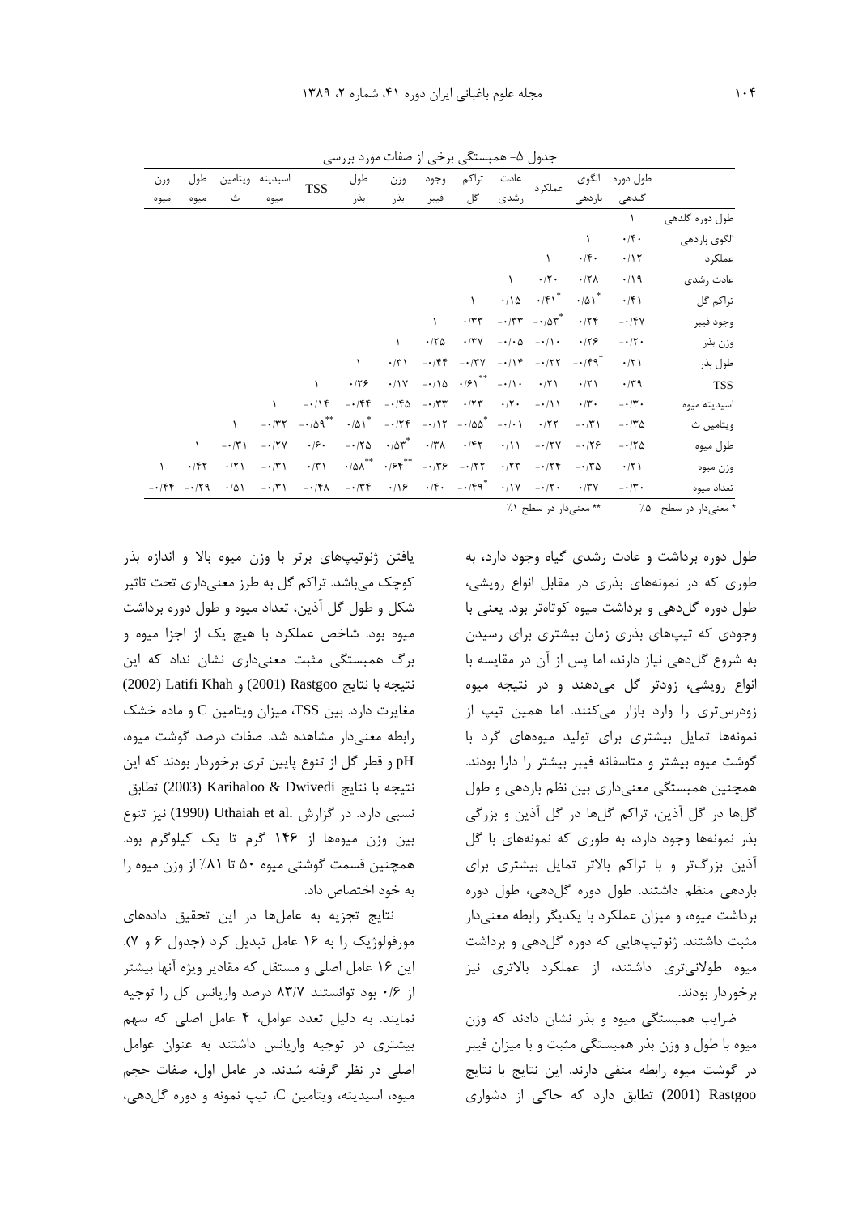جدول ۵- همبستگی برخی از صفات مورد بررسی

| | طول دوره گلدهی | الگوی باردهی | عملکرد | عادت رشدی | تراکم گل | وجود فیبر | وزن بذر | طول بذر | TSS | اسیدیته میوه | ویتامین ث | طول میوه | وزن میوه |
|---|---|---|---|---|---|---|---|---|---|---|---|---|---|
| طول دوره گلدهی | ۱ | | | | | | | | | | | | |
| الگوی باردهی | ۰/۴۰ | ۱ | | | | | | | | | | | |
| عملکرد | ۰/۱۲ | ۰/۴۰ | ۱ | | | | | | | | | | |
| عادت رشدی | ۰/۱۹ | ۰/۲۸ | ۰/۲۰ | ۱ | | | | | | | | | |
| تراکم گل | ۰/۴۱ | ۰/۵۱* | ۰/۴۱* | ۰/۱۵ | ۱ | | | | | | | | |
| وجود فیبر | ۰/۴۷- | ۰/۲۴ | ۰/۵۳*- | ۰/۳۳- | ۰/۳۳ | ۱ | | | | | | | |
| وزن بذر | ۰/۲۰- | ۰/۲۶ | ۰/۱۰- | ۰/۰۵- | ۰/۳۷ | ۰/۲۵ | ۱ | | | | | | |
| طول بذر | ۰/۲۱ | ۰/۴۹*- | ۰/۲۲- | ۰/۱۴- | ۰/۳۷- | ۰/۴۴- | ۰/۳۱ | ۱ | | | | | |
| TSS | ۰/۳۹ | ۰/۲۱ | ۰/۲۱ | ۰/۱۰- | ۰/۶۱** | ۰/۱۵- | ۰/۱۷ | ۰/۲۶ | ۱ | | | | |
| اسیدیته میوه | ۰/۳۰- | ۰/۳۰ | ۰/۱۱- | ۰/۲۰ | ۰/۲۳ | ۰/۳۳- | ۰/۴۵- | ۰/۴۴- | ۰/۱۴- | ۱ | | | |
| ویتامین ث | ۰/۳۵- | ۰/۳۱- | ۰/۲۲ | ۰/۰۱- | ۰/۵۵*- | ۰/۱۲- | ۰/۲۴- | ۰/۵۱* | ۰/۵۹**- | ۰/۳۲- | ۱ | | |
| طول میوه | ۰/۲۵- | ۰/۲۶- | ۰/۲۷- | ۰/۱۱ | ۰/۴۲ | ۰/۳۸ | ۰/۵۳* | ۰/۲۵- | ۰/۶۰ | ۰/۲۷- | ۰/۳۱- | ۱ | |
| وزن میوه | ۰/۲۱ | ۰/۳۵- | ۰/۲۴- | ۰/۲۳ | ۰/۲۲- | ۰/۳۶- | ۰/۶۴** | ۰/۵۸** | ۰/۳۱ | ۰/۳۱- | ۰/۲۱ | ۰/۴۲ | ۱ |
| تعداد میوه | ۰/۳۰- | ۰/۳۷ | ۰/۲۰- | ۰/۱۷ | ۰/۴۹*- | ۰/۴۰ | ۰/۱۶ | ۰/۳۴- | ۰/۴۸- | ۰/۳۱- | ۰/۵۱ | ۰/۲۹- | ۰/۴۴- |

* معنی‌دار در سطح ۵٪ &nbsp;&nbsp;&nbsp; ** معنی‌دار در سطح ۱٪

طول دوره برداشت و عادت رشدی گیاه وجود دارد، به طوری که در نمونه‌های بذری در مقابل انواع رویشی، طول دوره گل‌دهی و برداشت میوه کوتاه‌تر بود. یعنی با وجودی که تیپ‌های بذری زمان بیشتری برای رسیدن به شروع گل‌دهی نیاز دارند، اما پس از آن در مقایسه با انواع رویشی، زودتر گل می‌دهند و در نتیجه میوه زودرس‌تری را وارد بازار می‌کنند. اما همین تیپ از نمونه‌ها تمایل بیشتری برای تولید میوه‌های گرد با گوشت میوه بیشتر و متاسفانه فیبر بیشتر را دارا بودند. همچنین همبستگی معنی‌داری بین نظم باردهی و طول گل‌ها در گل آذین، تراکم گل‌ها در گل آذین و بزرگی بذر نمونه‌ها وجود دارد، به طوری که نمونه‌های با گل آذین بزرگ‌تر و با تراکم بالاتر تمایل بیشتری برای باردهی منظم داشتند. طول دوره گل‌دهی، طول دوره برداشت میوه، و میزان عملکرد با یکدیگر رابطه معنی‌دار مثبت داشتند. ژنوتیپ‌هایی که دوره گل‌دهی و برداشت میوه طولانی‌تری داشتند، از عملکرد بالاتری نیز برخوردار بودند.

ضرایب همبستگی میوه و بذر نشان دادند که وزن میوه با طول و وزن بذر همبستگی مثبت و با میزان فیبر در گوشت میوه رابطه منفی دارند. این نتایج با نتایج Rastgoo (2001) تطابق دارد که حاکی از دشواری یافتن ژنوتیپ‌های برتر با وزن میوه بالا و اندازه بذر کوچک می‌باشد. تراکم گل به طرز معنی‌داری تحت تاثیر شکل و طول گل آذین، تعداد میوه و طول دوره برداشت میوه بود. شاخص عملکرد با هیچ یک از اجزا میوه و برگ همبستگی مثبت معنی‌داری نشان نداد که این نتیجه با نتایج Rastgoo (2001) و Latifi Khah (2002) مغایرت دارد. بین TSS، میزان ویتامین C و ماده خشک رابطه معنی‌دار مشاهده شد. صفات درصد گوشت میوه، pH و قطر گل از تنوع پایین تری برخوردار بودند که این نتیجه با نتایج Karihaloo & Dwivedi (2003) تطابق نسبی دارد. در گزارش .Uthaiah et al (1990) نیز تنوع بین وزن میوه‌ها از ۱۴۶ گرم تا یک کیلوگرم بود. همچنین قسمت گوشتی میوه ۵۰ تا ۸۱٪ از وزن میوه را به خود اختصاص داد.

نتایج تجزیه به عامل‌ها در این تحقیق داده‌های مورفولوژیک را به ۱۶ عامل تبدیل کرد (جدول ۶ و ۷). این ۱۶ عامل اصلی و مستقل که مقادیر ویژه آنها بیشتر از ۰/۶ بود توانستند ۸۳/۷ درصد واریانس کل را توجیه نمایند. به دلیل تعدد عوامل، ۴ عامل اصلی که سهم بیشتری در توجیه واریانس داشتند به عنوان عوامل اصلی در نظر گرفته شدند. در عامل اول، صفات حجم میوه، اسیدیته، ویتامین C، تیپ نمونه و دوره گل‌دهی،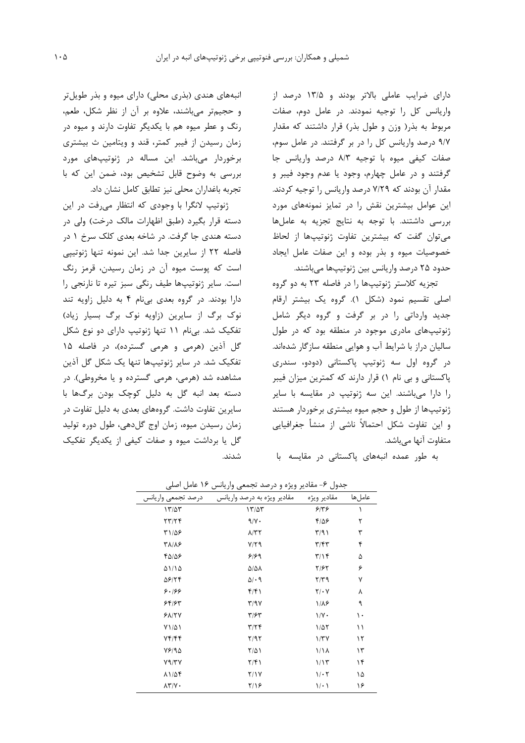دارای ضرایب عاملی بالاتر بودند و ۱۳/۵ درصد از واریانس کل را توجیه نمودند. در عامل دوم، صفات مربوط به بذر( وزن و طول بذر) قرار داشتند که مقدار ۹/۷ درصد واریانس کل را در بر گرفتند. در عامل سوم، صفات کیفی میوه با توجیه ۸/۳ درصد واریانس جا گرفتند و در عامل چهارم، وجود یا عدم وجود فیبر و مقدار آن بودند که ۷/۲۹ درصد واریانس را توجیه کردند. این عوامل بیشترین نقش را در تمایز نمونه‌های مورد بررسی داشتند. با توجه به نتایج تجزیه به عامل‌ها می‌توان گفت که بیشترین تفاوت ژنوتیپ‌ها از لحاظ خصوصیات میوه و بذر بوده و این صفات عامل ایجاد حدود ۲۵ درصد واریانس بین ژنوتیپ‌ها می‌باشند.

تجزیه کلاستر ژنوتیپ‌ها را در فاصله ۲۳ به دو گروه اصلی تقسیم نمود (شکل ۱). گروه یک بیشتر ارقام جدید وارداتی را در بر گرفت و گروه دیگر شامل ژنوتیپ‌های مادری موجود در منطقه بود که در طول سالیان دراز با شرایط آب و هوایی منطقه سازگار شده‌اند. در گروه اول سه ژنوتیپ پاکستانی (دودو، سندری پاکستانی و بی نام ۱) قرار دارند که کمترین میزان فیبر را دارا می‌باشند. این سه ژنوتیپ در مقایسه با سایر ژنوتیپ‌ها از طول و حجم میوه بیشتری برخوردار هستند و این تفاوت شکل احتمالاً ناشی از منشأ جغرافیایی متفاوت آنها می‌باشد.

به طور عمده انبه‌های پاکستانی در مقایسه با انبه‌های هندی (بذری محلی) دارای میوه و بذر طویل‌تر و حجیم‌تر می‌باشند، علاوه بر آن از نظر شکل، طعم، رنگ و عطر میوه هم با یکدیگر تفاوت دارند و میوه در زمان رسیدن از فیبر کمتر، قند و ویتامین ث بیشتری برخوردار می‌باشد. این مساله در ژنوتیپ‌های مورد بررسی به وضوح قابل تشخیص بود، ضمن این که با تجربه باغداران محلی نیز تطابق کامل نشان داد.

ژنوتیپ لانگرا با وجودی که انتظار می‌رفت در این دسته قرار بگیرد (طبق اظهارات مالک درخت) ولی در دسته هندی جا گرفت. در شاخه بعدی کلک سرخ ۱ در فاصله ۲۲ از سایرین جدا شد. این نمونه تنها ژنوتیپی است که پوست میوه آن در زمان رسیدن، قرمز رنگ است. سایر ژنوتیپ‌ها طیف رنگی سبز تیره تا نارنجی را دارا بودند. در گروه بعدی بی‌نام ۴ به دلیل زاویه تند نوک برگ از سایرین (زاویه نوک برگ بسیار زیاد) تفکیک شد. بی‌نام ۱۱ تنها ژنوتیپ دارای دو نوع شکل گل آذین (هرمی و هرمی گسترده)، در فاصله ۱۵ تفکیک شد. در سایر ژنوتیپ‌ها تنها یک شکل گل آذین مشاهده شد (هرمی، هرمی گسترده و یا مخروطی). در دسته بعد انبه گل به دلیل کوچک بودن برگ‌ها با سایرین تفاوت داشت. گروه‌های بعدی به دلیل تفاوت در زمان رسیدن میوه، زمان اوج گل‌دهی، طول دوره تولید گل یا برداشت میوه و صفات کیفی از یکدیگر تفکیک شدند.

جدول ۶- مقادیر ویژه و درصد تجمعی واریانس ۱۶ عامل اصلی

| عامل‌ها | مقادیر ویژه | مقادیر ویژه به درصد واریانس | درصد تجمعی واریانس |
|---|---|---|---|
| ۱ | ۶/۳۶ | ۱۳/۵۳ | ۱۳/۵۳ |
| ۲ | ۴/۵۶ | ۹/۷۰ | ۲۳/۲۴ |
| ۳ | ۳/۹۱ | ۸/۳۲ | ۳۱/۵۶ |
| ۴ | ۳/۴۳ | ۷/۲۹ | ۳۸/۸۶ |
| ۵ | ۳/۱۴ | ۶/۶۹ | ۴۵/۵۶ |
| ۶ | ۲/۶۲ | ۵/۵۸ | ۵۱/۱۵ |
| ۷ | ۲/۳۹ | ۵/۰۹ | ۵۶/۲۴ |
| ۸ | ۲/۰۷ | ۴/۴۱ | ۶۰/۶۶ |
| ۹ | ۱/۸۶ | ۳/۹۷ | ۶۴/۶۳ |
| ۱۰ | ۱/۷۰ | ۳/۶۳ | ۶۸/۲۷ |
| ۱۱ | ۱/۵۲ | ۳/۲۴ | ۷۱/۵۱ |
| ۱۲ | ۱/۳۷ | ۲/۹۲ | ۷۴/۴۴ |
| ۱۳ | ۱/۱۸ | ۲/۵۱ | ۷۶/۹۵ |
| ۱۴ | ۱/۱۳ | ۲/۴۱ | ۷۹/۳۷ |
| ۱۵ | ۱/۰۲ | ۲/۱۷ | ۸۱/۵۴ |
| ۱۶ | ۱/۰۱ | ۲/۱۶ | ۸۳/۷۰ |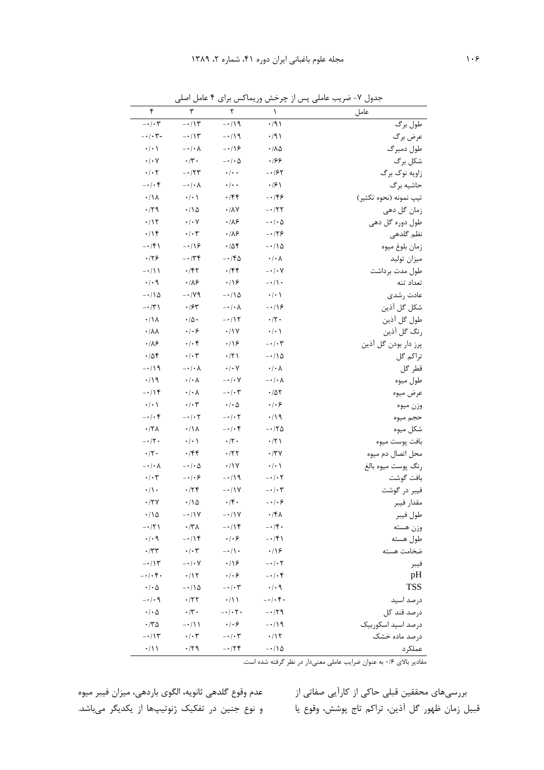جدول ۷- ضریب عاملی پس از چرخش وریماکس برای ۴ عامل اصلی

| عامل | ۱ | ۲ | ۳ | ۴ |
|---|---|---|---|---|
| طول برگ | ۰/۹۱ | -۰/۱۹ | -۰/۱۳ | -۰/۰۳ |
| عرض برگ | ۰/۹۱ | -۰/۱۹ | -۰/۱۳ | -۰/۰۳- |
| طول دمبرگ | ۰/۸۵ | -۰/۱۶ | -۰/۰۸ | ۰/۰۱ |
| شکل برگ | ۰/۶۶ | -۰/۰۵ | ۰/۳۰ | ۰/۰۷ |
| زاویه نوک برگ | -۰/۶۲ | ۰/۰۰ | -۰/۲۳ | ۰/۰۲ |
| حاشیه برگ | ۰/۶۱ | ۰/۰۰ | -۰/۰۸ | -۰/۰۴ |
| تیپ نمونه (نحوه تکثیر) | -۰/۴۶ | ۰/۴۴ | ۰/۰۱ | ۰/۱۸ |
| زمان گل دهی | -۰/۲۲ | ۰/۸۷ | ۰/۱۵ | ۰/۲۹ |
| طول دوره گل دهی | -۰/۰۵ | ۰/۸۶ | ۰/۰۷ | ۰/۱۲ |
| نظم گلدهی | -۰/۲۶ | ۰/۸۶ | ۰/۰۳ | ۰/۱۴ |
| زمان بلوغ میوه | -۰/۱۵ | ۰/۵۴ | -۰/۱۶ | -۰/۴۱ |
| میزان تولید | ۰/۰۸ | -۰/۴۵ | -۰/۳۴ | ۰/۲۶ |
| طول مدت برداشت | -۰/۰۷ | ۰/۴۴ | ۰/۴۲ | -۰/۱۱ |
| تعداد تنه | -۰/۱۰ | ۰/۱۶ | ۰/۸۶ | ۰/۰۹ |
| عادت رشدی | ۰/۰۱ | -۰/۱۵ | -۰/۷۹ | -۰/۱۵ |
| شکل گل آذین | -۰/۱۶ | -۰/۰۸ | ۰/۶۳ | -۰/۳۱ |
| طول گل آذین | ۰/۲۰ | -۰/۱۲ | ۰/۵۰ | ۰/۱۸ |
| رنگ گل آذین | ۰/۰۱ | ۰/۱۷ | ۰/۰۶ | ۰/۸۸ |
| پرز دار بودن گل آذین | -۰/۰۳ | ۰/۱۶ | ۰/۰۴ | ۰/۸۶ |
| تراکم گل | -۰/۱۵ | ۰/۲۱ | ۰/۰۳ | ۰/۵۴ |
| قطر گل | ۰/۰۸ | ۰/۰۷ | -۰/۰۸ | -۰/۱۹ |
| طول میوه | -۰/۰۸ | -۰/۰۷ | ۰/۰۸ | ۰/۱۹ |
| عرض میوه | ۰/۵۲ | -۰/۰۳ | ۰/۰۸ | -۰/۱۴ |
| وزن میوه | ۰/۰۶ | ۰/۰۵ | ۰/۰۳ | ۰/۰۱ |
| حجم میوه | ۰/۱۹ | -۰/۰۲ | -۰/۰۲ | -۰/۰۴ |
| شکل میوه | -۰/۲۵ | -۰/۰۴ | ۰/۱۸ | ۰/۲۸ |
| بافت پوست میوه | ۰/۲۱ | ۰/۲۰ | ۰/۰۱ | -۰/۲۰ |
| محل اتصال دم میوه | ۰/۳۷ | ۰/۲۲ | ۰/۴۴ | ۰/۲۰ |
| رنگ پوست میوه بالغ | ۰/۰۱ | ۰/۱۷ | -۰/۰۵ | -۰/۰۸ |
| بافت گوشت | -۰/۰۲ | -۰/۱۹ | -۰/۰۶ | ۰/۰۳ |
| فیبر در گوشت | -۰/۰۳ | -۰/۱۷ | ۰/۲۴ | ۰/۱۰ |
| مقدار فیبر | -۰/۰۶ | ۰/۴۰ | ۰/۱۵ | ۰/۲۷ |
| طول فیبر | ۰/۴۸ | -۰/۱۷ | -۰/۱۷ | ۰/۱۵ |
| وزن هسته | -۰/۴۰ | -۰/۱۴ | ۰/۳۸ | -۰/۲۱ |
| طول هسته | -۰/۴۱ | ۰/۰۶ | -۰/۱۴ | ۰/۰۹ |
| ضخامت هسته | ۰/۱۶ | -۰/۱۰ | ۰/۰۳ | ۰/۳۳ |
| فیبر | -۰/۰۲ | ۰/۱۶ | -۰/۰۷ | -۰/۱۳ |
| pH | -۰/۰۴ | ۰/۰۶ | ۰/۱۲ | -۰/۰۴۰ |
| TSS | ۰/۰۹ | -۰/۰۳ | -۰/۱۵ | ۰/۰۵ |
| درصد اسید | -۰/۰۴۰ | ۰/۱۱ | ۰/۲۲ | -۰/۰۹ |
| درصد قند کل | -۰/۲۹ | -۰/۰۲۰ | ۰/۳۰ | ۰/۰۵ |
| درصد اسید اسکوربیک | -۰/۱۹ | ۰/۰۶ | -۰/۱۱ | ۰/۳۵ |
| درصد ماده خشک | ۰/۱۲ | -۰/۰۳ | ۰/۰۳ | -۰/۱۳ |
| عملکرد | -۰/۱۵ | -۰/۲۴ | ۰/۲۹ | ۰/۱۱ |

مقادیر بالای ۰/۶ به عنوان ضرایب عاملی معنی‌دار در نظر گرفته شده است.

بررسی‌های محققین قبلی حاکی از کارآیی صفاتی از قبیل زمان ظهور گل آذین، تراکم تاج پوشش، وقوع یا عدم وقوع گلدهی ثانویه، الگوی باردهی، میزان فیبر میوه و نوع جنین در تفکیک ژنوتیپ‌ها از یکدیگر می‌باشد.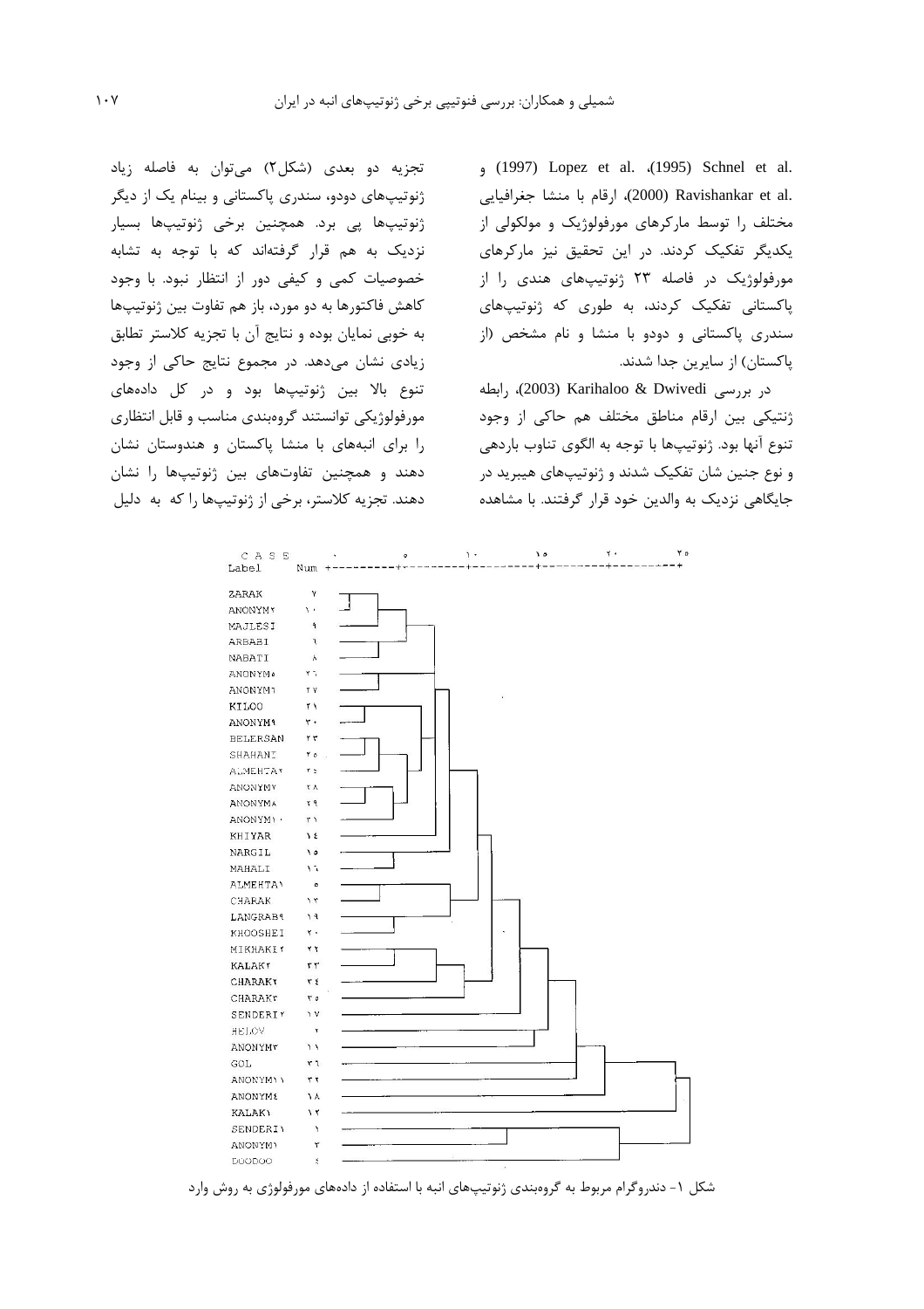Schnel et al. (1995)، Lopez et al. (1997) و Ravishankar et al. (2000)، ارقام با منشا جغرافیایی مختلف را توسط مارکرهای مورفولوژیک و مولکولی از یکدیگر تفکیک کردند. در این تحقیق نیز مارکرهای مورفولوژیک در فاصله ۲۳ ژنوتیپ‌های هندی را از پاکستانی تفکیک کردند، به طوری که ژنوتیپ‌های سندری پاکستانی و دودو با منشا و نام مشخص (از پاکستان) از سایرین جدا شدند.

در بررسی Karihaloo & Dwivedi (2003)، رابطه ژنتیکی بین ارقام مناطق مختلف هم حاکی از وجود تنوع آنها بود. ژنوتیپ‌ها با توجه به الگوی تناوب باردهی و نوع جنین شان تفکیک شدند و ژنوتیپ‌های هیبرید در جایگاهی نزدیک به والدین خود قرار گرفتند. با مشاهده تجزیه دو بعدی (شکل۲) می‌توان به فاصله زیاد ژنوتیپ‌های دودو، سندری پاکستانی و بینام یک از دیگر ژنوتیپ‌ها پی برد. همچنین برخی ژنوتیپ‌ها بسیار نزدیک به هم قرار گرفته‌اند که با توجه به تشابه خصوصیات کمی و کیفی دور از انتظار نبود. با وجود کاهش فاکتورها به دو مورد، باز هم تفاوت بین ژنوتیپ‌ها به خوبی نمایان بوده و نتایج آن با تجزیه کلاستر تطابق زیادی نشان می‌دهد. در مجموع نتایج حاکی از وجود تنوع بالا بین ژنوتیپ‌ها بود و در کل داده‌های مورفولوژیکی توانستند گروه‌بندی مناسب و قابل انتظاری را برای انبه‌های با منشا پاکستان و هندوستان نشان دهند و همچنین تفاوت‌های بین ژنوتیپ‌ها را نشان دهند. تجزیه کلاستر، برخی از ژنوتیپ‌ها را که به دلیل

| Label | Num |
|---|---|
| ZARAK | ۷ |
| ANONYM۲ | ۱۰ |
| MAJLESI | ۹ |
| ARBABI | ۶ |
| NABATI | ۸ |
| ANONYM۵ | ۲۶ |
| ANONYM۶ | ۲۷ |
| KILOO | ۲۱ |
| ANONYM۹ | ۳۰ |
| BELERSAN | ۲۳ |
| SHAHANI | ۲۵ |
| ALMEHTA۲ | ۲۲ |
| ANONYM۷ | ۲۸ |
| ANONYM۸ | ۲۹ |
| ANONYM۱۰ | ۳۱ |
| KHIYAR | ۱۴ |
| NARGIL | ۱۵ |
| MAHALI | ۱۶ |
| ALMEHTA۱ | ۵ |
| CHARAK | ۱۳ |
| LANGRAB۹ | ۱۹ |
| KHOOSHEI | ۲۰ |
| MIKHAKI۲ | ۲۲ |
| KALAK۲ | ۳۳ |
| CHARAK۲ | ۳۴ |
| CHARAK۳ | ۳۵ |
| SENDERI۲ | ۱۷ |
| HELOV | ۲ |
| ANONYM۳ | ۱۱ |
| GOL | ۳۶ |
| ANONYM۱۱ | ۳۲ |
| ANONYM۴ | ۱۸ |
| KALAK۱ | ۱۲ |
| SENDERI۱ | ۱ |
| ANONYM۱ | ۳ |
| DOODOO | ۴ |

شکل ۱- دندروگرام مربوط به گروه‌بندی ژنوتیپ‌های انبه با استفاده از داده‌های مورفولوژی به روش وارد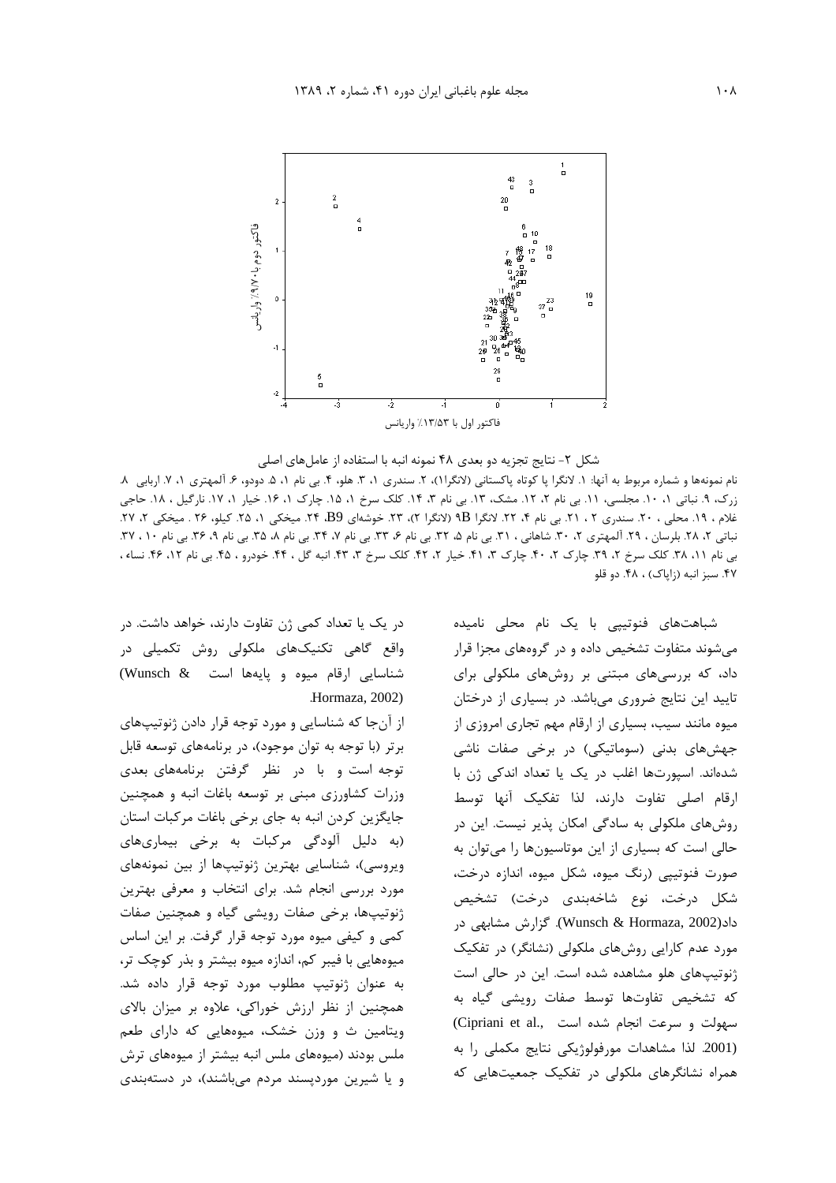شکل ۲- نتایج تجزیه دو بعدی ۴۸ نمونه انبه با استفاده از عامل‌های اصلی

نام نمونه‌ها و شماره مربوط به آنها: ۱. لانگرا پا کوتاه پاکستانی (لانگرا۱)، ۲. سندری ۱، ۳. هلو، ۴. بی نام ۱، ۵. دودو، ۶. آلمهتری ۱، ۷. اربابی ۸. زرک، ۹. نباتی ۱، ۱۰. مجلسی، ۱۱. بی نام ۲، ۱۲. مشک، ۱۳. بی نام ۳، ۱۴. کلک سرخ ۱، ۱۵. چارک ۱، ۱۶. خیار ۱، ۱۷. نارگیل ، ۱۸. حاجی غلام ، ۱۹. محلی ، ۲۰. سندری ۲ ، ۲۱. بی نام ۴، ۲۲. لانگرا 9B (لانگرا ۲)، ۲۳. خوشه‌ای B9، ۲۴. میخکی ۱، ۲۵. کیلو، ۲۶ . میخکی ۲، ۲۷. نباتی ۲، ۲۸. بلرسان ، ۲۹. آلمهتری ۲، ۳۰. شاهانی ، ۳۱. بی نام ۵، ۳۲. بی نام ۶، ۳۳. بی نام ۷، ۳۴. بی نام ۸، ۳۵. بی نام ۹، ۳۶. بی نام ۱۰ ، ۳۷. بی نام ۱۱، ۳۸. کلک سرخ ۲، ۳۹. چارک ۲، ۴۰. چارک ۳، ۴۱. خیار ۲، ۴۲. کلک سرخ ۳، ۴۳. انبه گل ، ۴۴. خودرو ، ۴۵. بی نام ۱۲، ۴۶. نساء ، ۴۷. سبز انبه (زاپاک) ، ۴۸. دو قلو

شباهت‌های فنوتیپی با یک نام محلی نامیده می‌شوند متفاوت تشخیص داده و در گروه‌های مجزا قرار داد، که بررسی‌های مبتنی بر روش‌های ملکولی برای تایید این نتایج ضروری می‌باشد. در بسیاری از درختان میوه مانند سیب، بسیاری از ارقام مهم تجاری امروزی از جهش‌های بدنی (سوماتیکی) در برخی صفات ناشی شده‌اند. اسپورت‌ها اغلب در یک یا تعداد اندکی ژن با ارقام اصلی تفاوت دارند، لذا تفکیک آنها توسط روش‌های ملکولی به سادگی امکان پذیر نیست. این در حالی است که بسیاری از این موتاسیون‌ها را می‌توان به صورت فنوتیپی (رنگ میوه، شکل میوه، اندازه درخت، شکل درخت، نوع شاخه‌بندی درخت) تشخیص داد(Wunsch & Hormaza, 2002). گزارش مشابهی در مورد عدم کارایی روش‌های ملکولی (نشانگر) در تفکیک ژنوتیپ‌های هلو مشاهده شده است. این در حالی است که تشخیص تفاوت‌ها توسط صفات رویشی گیاه به سهولت و سرعت انجام شده است (Cipriani et al., 2001). لذا مشاهدات مورفولوژیکی نتایج مکملی را به همراه نشانگرهای ملکولی در تفکیک جمعیت‌هایی که در یک یا تعداد کمی ژن تفاوت دارند، خواهد داشت. در واقع گاهی تکنیک‌های ملکولی روش تکمیلی در شناسایی ارقام میوه و پایه‌ها است (Wunsch & Hormaza, 2002).

از آن‌جا که شناسایی و مورد توجه قرار دادن ژنوتیپ‌های برتر (با توجه به توان موجود)، در برنامه‌های توسعه قابل توجه است و با در نظر گرفتن برنامه‌های بعدی وزرات کشاورزی مبنی بر توسعه باغات انبه و همچنین جایگزین کردن انبه به جای برخی باغات مرکبات استان (به دلیل آلودگی مرکبات به برخی بیماری‌های ویروسی)، شناسایی بهترین ژنوتیپ‌ها از بین نمونه‌های مورد بررسی انجام شد. برای انتخاب و معرفی بهترین ژنوتیپ‌ها، برخی صفات رویشی گیاه و همچنین صفات کمی و کیفی میوه مورد توجه قرار گرفت. بر این اساس میوه‌هایی با فیبر کم، اندازه میوه بیشتر و بذر کوچک تر، به عنوان ژنوتیپ مطلوب مورد توجه قرار داده شد. همچنین از نظر ارزش خوراکی، علاوه بر میزان بالای ویتامین ث و وزن خشک، میوه‌هایی که دارای طعم ملس بودند (میوه‌های ملس انبه بیشتر از میوه‌های ترش و یا شیرین موردپسند مردم می‌باشند)، در دسته‌بندی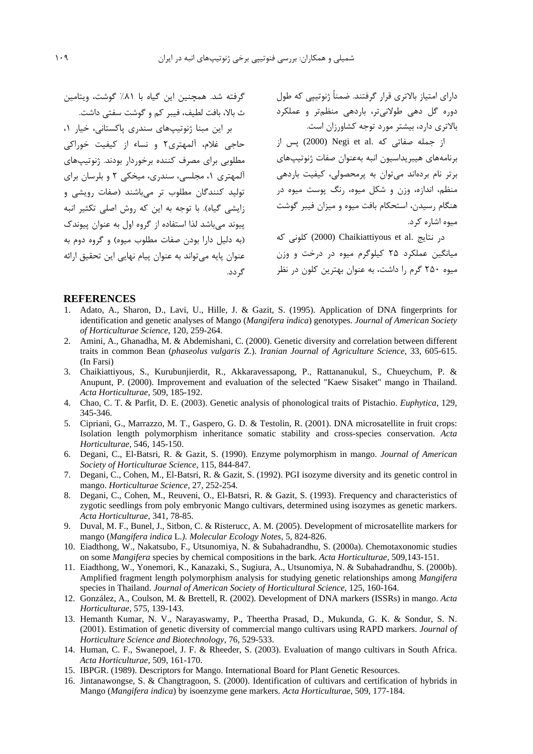دارای امتیاز بالاتری قرار گرفتند. ضمناً ژنوتیپی که طول دوره گل دهی طولانی‌تر، باردهی منظم‌تر و عملکرد بالاتری دارد، بیشتر مورد توجه کشاورزان است.

از جمله صفاتی که Negi et al. (2000) پس از برنامه‌های هیبریداسیون انبه به‌عنوان صفات ژنوتیپ‌های برتر نام برده‌اند می‌توان به پرمحصولی، کیفیت باردهی منظم، اندازه، وزن و شکل میوه، رنگ پوست میوه در هنگام رسیدن، استحکام بافت میوه و میزان فیبر گوشت میوه اشاره کرد.

در نتایج Chaikiattiyous et al. (2000) کلونی که میانگین عملکرد ۲۵ کیلوگرم میوه در درخت و وزن میوه ۲۵۰ گرم را داشت، به عنوان بهترین کلون در نظر گرفته شد. همچنین این گیاه با ۸۱٪ گوشت، ویتامین ث بالا، بافت لطیف، فیبر کم و گوشت سفتی داشت.

بر این مبنا ژنوتیپ‌های سندری پاکستانی، خیار ۱، حاجی غلام، آلمهتری۲ و نساء از کیفیت خوراکی مطلوبی برای مصرف کننده برخوردار بودند. ژنوتیپ‌های آلمهتری ۱، مجلسی، سندری، میخکی ۲ و بلرسان برای تولید کنندگان مطلوب تر می‌باشند (صفات رویشی و زایشی گیاه). با توجه به این که روش اصلی تکثیر انبه پیوند می‌باشد لذا استفاده از گروه اول به عنوان پیوندک (به دلیل دارا بودن صفات مطلوب میوه) و گروه دوم به عنوان پایه می‌تواند به عنوان پیام نهایی این تحقیق ارائه گردد.

## REFERENCES

1. Adato, A., Sharon, D., Lavi, U., Hille, J. & Gazit, S. (1995). Application of DNA fingerprints for identification and genetic analyses of Mango (*Mangifera indica*) genotypes. *Journal of American Society of Horticulturae Science*, 120, 259-264.
2. Amini, A., Ghanadha, M. & Abdemishani, C. (2000). Genetic diversity and correlation between different traits in common Bean (*phaseolus vulgaris* Z.). *Iranian Journal of Agriculture Science*, 33, 605-615. (In Farsi)
3. Chaikiattiyous, S., Kurubunjierdit, R., Akkaravessapong, P., Rattananukul, S., Chueychum, P. & Anupunt, P. (2000). Improvement and evaluation of the selected "Kaew Sisaket" mango in Thailand. *Acta Horticulturae*, 509, 185-192.
4. Chao, C. T. & Parfit, D. E. (2003). Genetic analysis of phonological traits of Pistachio. *Euphytica*, 129, 345-346.
5. Cipriani, G., Marrazzo, M. T., Gaspero, G. D. & Testolin, R. (2001). DNA microsatellite in fruit crops: Isolation length polymorphism inheritance somatic stability and cross-species conservation. *Acta Horticulturae*, 546, 145-150.
6. Degani, C., El-Batsri, R. & Gazit, S. (1990). Enzyme polymorphism in mango. *Journal of American Society of Horticulturae Science*, 115, 844-847.
7. Degani, C., Cohen, M., El-Batsri, R. & Gazit, S. (1992). PGI isozyme diversity and its genetic control in mango. *Horticulturae Science*, 27, 252-254.
8. Degani, C., Cohen, M., Reuveni, O., El-Batsri, R. & Gazit, S. (1993). Frequency and characteristics of zygotic seedlings from poly embryonic Mango cultivars, determined using isozymes as genetic markers. *Acta Horticulturae*, 341, 78-85.
9. Duval, M. F., Bunel, J., Sitbon, C. & Risterucc, A. M. (2005). Development of microsatellite markers for mango (*Mangifera indica* L.*). Molecular Ecology Notes*, 5, 824-826.
10. Eiadthong, W., Nakatsubo, F., Utsunomiya, N. & Subahadrandhu, S. (2000a). Chemotaxonomic studies on some *Mangifera* species by chemical compositions in the bark. *Acta Horticulturae*, 509,143-151.
11. Eiadthong, W., Yonemori, K., Kanazaki, S., Sugiura, A., Utsunomiya, N. & Subahadrandhu, S. (2000b). Amplified fragment length polymorphism analysis for studying genetic relationships among *Mangifera* species in Thailand. *Journal of American Society of Horticultural Science*, 125, 160-164.
12. González, A., Coulson, M. & Brettell, R. (2002). Development of DNA markers (ISSRs) in mango. *Acta Horticulturae*, 575, 139-143.
13. Hemanth Kumar, N. V., Narayaswamy, P., Theertha Prasad, D., Mukunda, G. K. & Sondur, S. N. (2001). Estimation of genetic diversity of commercial mango cultivars using RAPD markers. *Journal of Horticulture Science and Biotechnology*, 76, 529-533.
14. Human, C. F., Swanepoel, J. F. & Rheeder, S. (2003). Evaluation of mango cultivars in South Africa. *Acta Horticulturae*, 509, 161-170.
15. IBPGR. (1989). Descriptors for Mango. International Board for Plant Genetic Resources.
16. Jintanawongse, S. & Changtragoon, S. (2000). Identification of cultivars and certification of hybrids in Mango (*Mangifera indica*) by isoenzyme gene markers. *Acta Horticulturae*, 509, 177-184.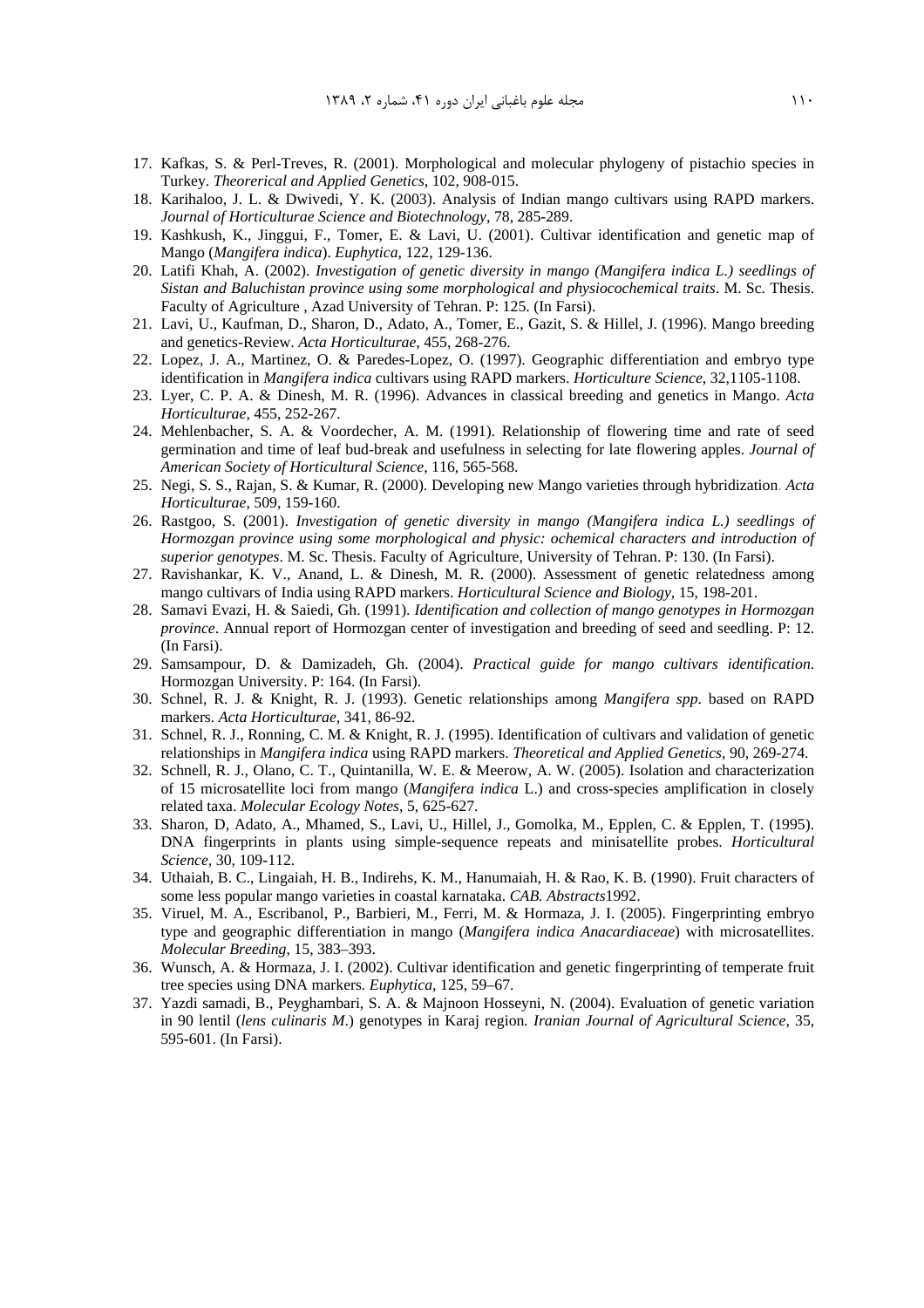17. Kafkas, S. & Perl-Treves, R. (2001). Morphological and molecular phylogeny of pistachio species in Turkey. *Theorerical and Applied Genetics*, 102, 908-015.
18. Karihaloo, J. L. & Dwivedi, Y. K. (2003). Analysis of Indian mango cultivars using RAPD markers. *Journal of Horticulturae Science and Biotechnology*, 78, 285-289.
19. Kashkush, K., Jinggui, F., Tomer, E. & Lavi, U. (2001). Cultivar identification and genetic map of Mango (*Mangifera indica*). *Euphytica*, 122, 129-136.
20. Latifi Khah, A. (2002). *Investigation of genetic diversity in mango (Mangifera indica L.) seedlings of Sistan and Baluchistan province using some morphological and physiocochemical traits*. M. Sc. Thesis. Faculty of Agriculture , Azad University of Tehran. P: 125. (In Farsi).
21. Lavi, U., Kaufman, D., Sharon, D., Adato, A., Tomer, E., Gazit, S. & Hillel, J. (1996). Mango breeding and genetics-Review. *Acta Horticulturae*, 455, 268-276.
22. Lopez, J. A., Martinez, O. & Paredes-Lopez, O. (1997). Geographic differentiation and embryo type identification in *Mangifera indica* cultivars using RAPD markers. *Horticulture Science*, 32,1105-1108.
23. Lyer, C. P. A. & Dinesh, M. R. (1996). Advances in classical breeding and genetics in Mango. *Acta Horticulturae*, 455, 252-267.
24. Mehlenbacher, S. A. & Voordecher, A. M. (1991). Relationship of flowering time and rate of seed germination and time of leaf bud-break and usefulness in selecting for late flowering apples. *Journal of American Society of Horticultural Science*, 116, 565-568.
25. Negi, S. S., Rajan, S. & Kumar, R. (2000). Developing new Mango varieties through hybridization. *Acta Horticulturae*, 509, 159-160.
26. Rastgoo, S. (2001). *Investigation of genetic diversity in mango (Mangifera indica L.) seedlings of Hormozgan province using some morphological and physic: ochemical characters and introduction of superior genotypes*. M. Sc. Thesis. Faculty of Agriculture, University of Tehran. P: 130. (In Farsi).
27. Ravishankar, K. V., Anand, L. & Dinesh, M. R. (2000). Assessment of genetic relatedness among mango cultivars of India using RAPD markers. *Horticultural Science and Biology*, 15, 198-201.
28. Samavi Evazi, H. & Saiedi, Gh. (1991). *Identification and collection of mango genotypes in Hormozgan province*. Annual report of Hormozgan center of investigation and breeding of seed and seedling. P: 12. (In Farsi).
29. Samsampour, D. & Damizadeh, Gh. (2004). *Practical guide for mango cultivars identification*. Hormozgan University. P: 164. (In Farsi).
30. Schnel, R. J. & Knight, R. J. (1993). Genetic relationships among *Mangifera spp.* based on RAPD markers. *Acta Horticulturae*, 341, 86-92.
31. Schnel, R. J., Ronning, C. M. & Knight, R. J. (1995). Identification of cultivars and validation of genetic relationships in *Mangifera indica* using RAPD markers. *Theoretical and Applied Genetics*, 90, 269-274.
32. Schnell, R. J., Olano, C. T., Quintanilla, W. E. & Meerow, A. W. (2005). Isolation and characterization of 15 microsatellite loci from mango (*Mangifera indica* L.) and cross-species amplification in closely related taxa. *Molecular Ecology Notes*, 5, 625-627.
33. Sharon, D, Adato, A., Mhamed, S., Lavi, U., Hillel, J., Gomolka, M., Epplen, C. & Epplen, T. (1995). DNA fingerprints in plants using simple-sequence repeats and minisatellite probes. *Horticultural Science*, 30, 109-112.
34. Uthaiah, B. C., Lingaiah, H. B., Indirehs, K. M., Hanumaiah, H. & Rao, K. B. (1990). Fruit characters of some less popular mango varieties in coastal karnataka. *CAB. Abstracts*1992.
35. Viruel, M. A., Escribanol, P., Barbieri, M., Ferri, M. & Hormaza, J. I. (2005). Fingerprinting embryo type and geographic differentiation in mango (*Mangifera indica Anacardiaceae*) with microsatellites. *Molecular Breeding*, 15, 383–393.
36. Wunsch, A. & Hormaza, J. I. (2002). Cultivar identification and genetic fingerprinting of temperate fruit tree species using DNA markers. *Euphytica*, 125, 59–67.
37. Yazdi samadi, B., Peyghambari, S. A. & Majnoon Hosseyni, N. (2004). Evaluation of genetic variation in 90 lentil (*lens culinaris M.*) genotypes in Karaj region. *Iranian Journal of Agricultural Science*, 35, 595-601. (In Farsi).